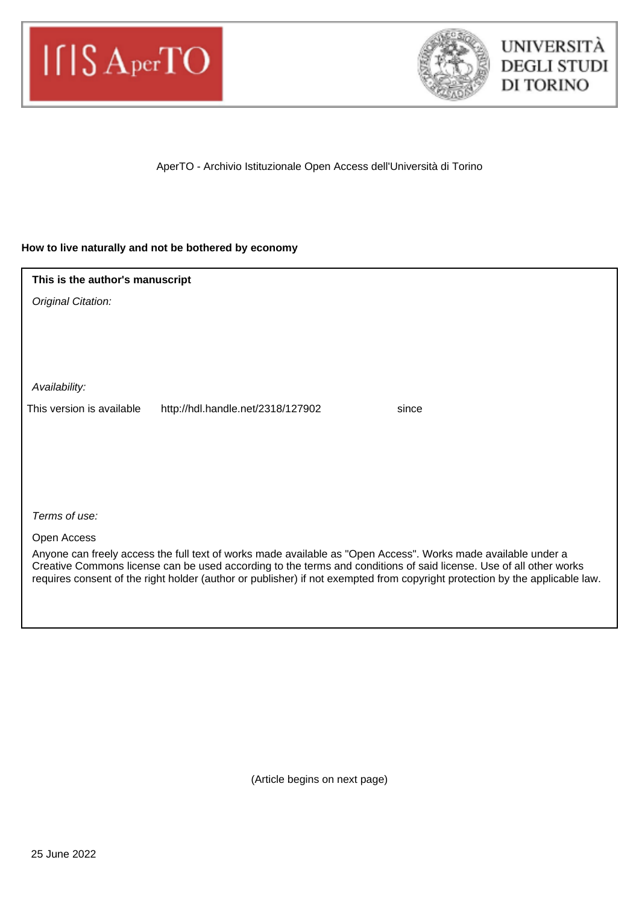AperTO - Archivio Istituzionale Open Access dell'Università di Torino

**How to live naturally and not be bothered by economy**

**This is the author's manuscript**

*Original Citation:*

*Availability:*

This version is available http://hdl.handle.net/2318/127902 since

*Terms of use:*

Open Access

Anyone can freely access the full text of works made available as "Open Access". Works made available under a Creative Commons license can be used according to the terms and conditions of said license. Use of all other works requires consent of the right holder (author or publisher) if not exempted from copyright protection by the applicable law.

(Article begins on next page)

25 June 2022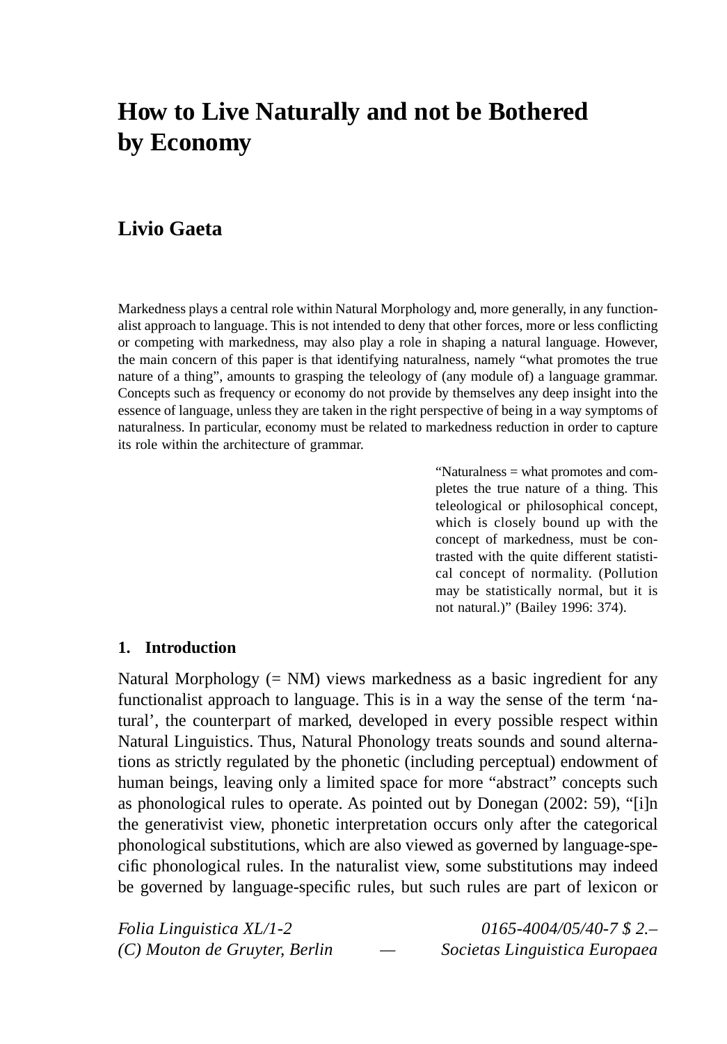# How to Live Naturally and not be Bothered by Economy

## Livio Gaeta

Markedness plays a central role within Natural Morphology and, more generally, in any functionalist approach to language. This is not intended to deny that other forces, more or less conflicting or competing with markedness, may also play a role in shaping a natural language. However, the main concern of this paper is that identifying naturalness, namely "what promotes the true nature of a thing", amounts to grasping the teleology of (any module of) a language grammar. Concepts such as frequency or economy do not provide by themselves any deep insight into the essence of language, unless they are taken in the right perspective of being in a way symptoms of naturalness. In particular, economy must be related to markedness reduction in order to capture its role within the architecture of grammar.

> "Naturalness = what promotes and completes the true nature of a thing. This teleological or philosophical concept, which is closely bound up with the concept of markedness, must be contrasted with the quite different statistical concept of normality. (Pollution may be statistically normal, but it is not natural.)" (Bailey 1996: 374).

### 1. Introduction

Natural Morphology (= NM) views markedness as a basic ingredient for any functionalist approach to language. This is in a way the sense of the term 'natural', the counterpart of marked, developed in every possible respect within Natural Linguistics. Thus, Natural Phonology treats sounds and sound alternations as strictly regulated by the phonetic (including perceptual) endowment of human beings, leaving only a limited space for more "abstract" concepts such as phonological rules to operate. As pointed out by Donegan (2002: 59), "[i]n the generativist view, phonetic interpretation occurs only after the categorical phonological substitutions, which are also viewed as governed by language-specific phonological rules. In the naturalist view, some substitutions may indeed be governed by language-specific rules, but such rules are part of lexicon or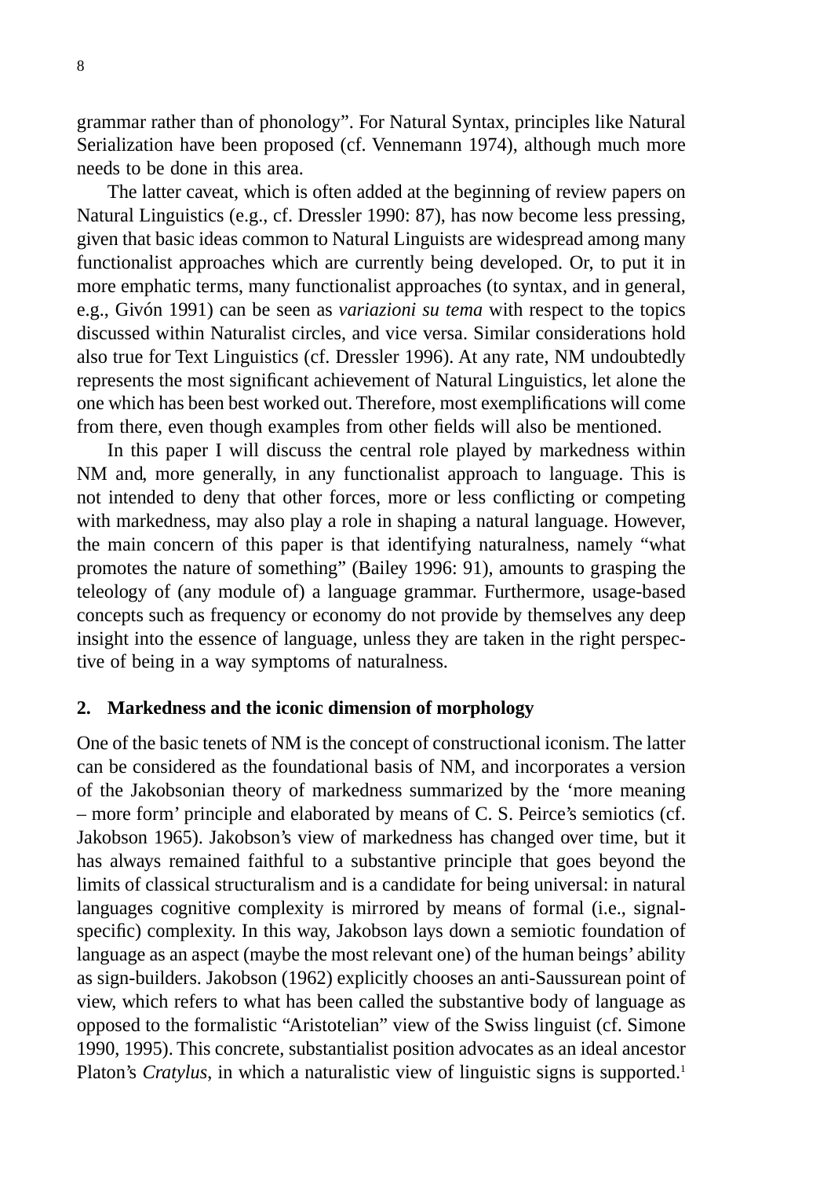grammar rather than of phonology". For Natural Syntax, principles like Natural Serialization have been proposed (cf. Vennemann 1974), although much more needs to be done in this area.

The latter caveat, which is often added at the beginning of review papers on Natural Linguistics (e.g., cf. Dressler 1990: 87), has now become less pressing, given that basic ideas common to Natural Linguists are widespread among many functionalist approaches which are currently being developed. Or, to put it in more emphatic terms, many functionalist approaches (to syntax, and in general, e.g., Givón 1991) can be seen as *variazioni su tema* with respect to the topics discussed within Naturalist circles, and vice versa. Similar considerations hold also true for Text Linguistics (cf. Dressler 1996). At any rate, NM undoubtedly represents the most significant achievement of Natural Linguistics, let alone the one which has been best worked out. Therefore, most exemplifications will come from there, even though examples from other fields will also be mentioned.

In this paper I will discuss the central role played by markedness within NM and, more generally, in any functionalist approach to language. This is not intended to deny that other forces, more or less conflicting or competing with markedness, may also play a role in shaping a natural language. However, the main concern of this paper is that identifying naturalness, namely "what promotes the nature of something" (Bailey 1996: 91), amounts to grasping the teleology of (any module of) a language grammar. Furthermore, usage-based concepts such as frequency or economy do not provide by themselves any deep insight into the essence of language, unless they are taken in the right perspective of being in a way symptoms of naturalness.

## 2. Markedness and the iconic dimension of morphology

One of the basic tenets of NM is the concept of constructional iconism. The latter can be considered as the foundational basis of NM, and incorporates a version of the Jakobsonian theory of markedness summarized by the 'more meaning – more form' principle and elaborated by means of C. S. Peirce's semiotics (cf. Jakobson 1965). Jakobson's view of markedness has changed over time, but it has always remained faithful to a substantive principle that goes beyond the limits of classical structuralism and is a candidate for being universal: in natural languages cognitive complexity is mirrored by means of formal (i.e., signal-specific) complexity. In this way, Jakobson lays down a semiotic foundation of language as an aspect (maybe the most relevant one) of the human beings' ability as sign-builders. Jakobson (1962) explicitly chooses an anti-Saussurean point of view, which refers to what has been called the substantive body of language as opposed to the formalistic "Aristotelian" view of the Swiss linguist (cf. Simone 1990, 1995). This concrete, substantialist position advocates as an ideal ancestor Platon's *Cratylus*, in which a naturalistic view of linguistic signs is supported.[1]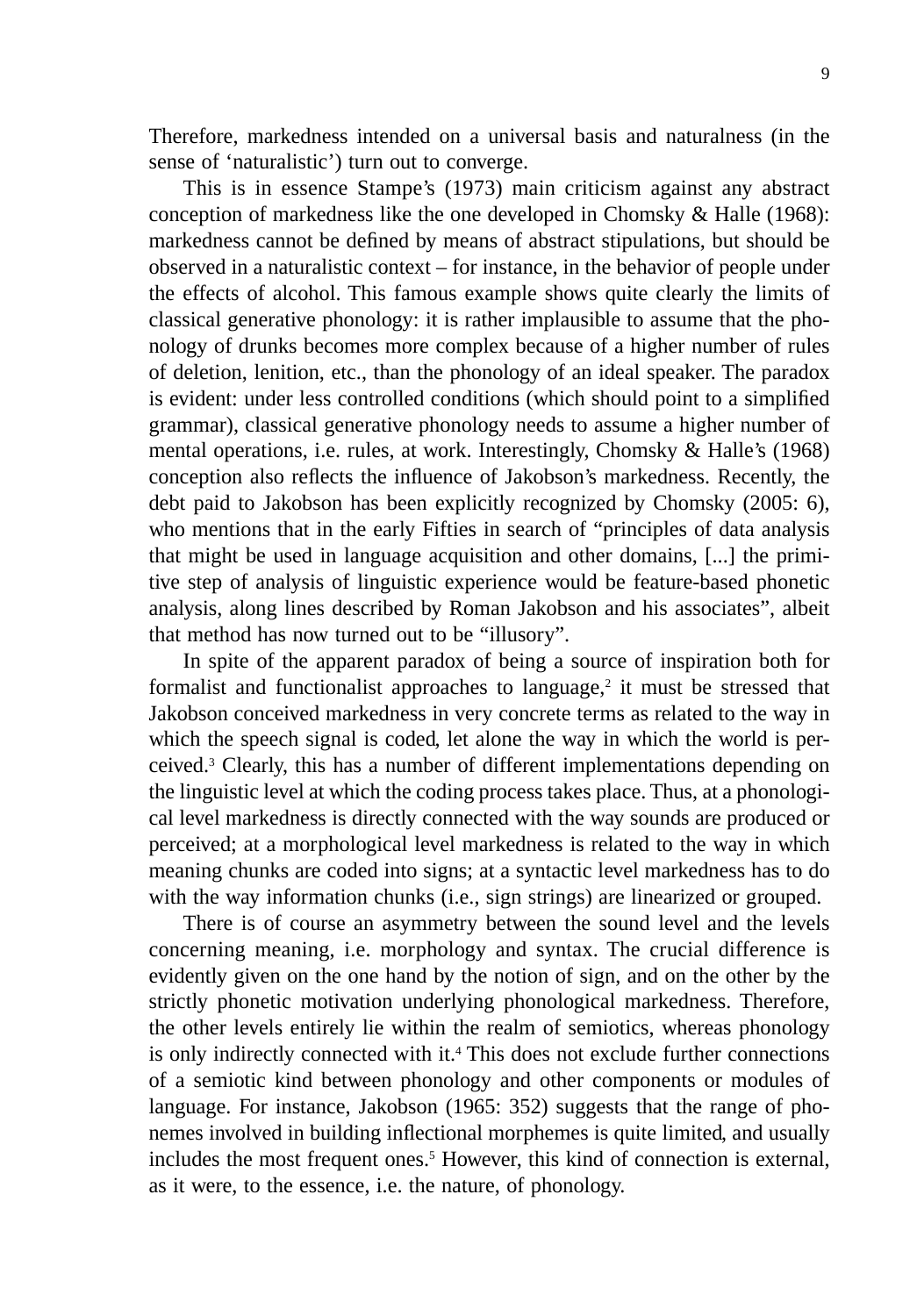Therefore, markedness intended on a universal basis and naturalness (in the sense of 'naturalistic') turn out to converge.

This is in essence Stampe's (1973) main criticism against any abstract conception of markedness like the one developed in Chomsky & Halle (1968): markedness cannot be defined by means of abstract stipulations, but should be observed in a naturalistic context – for instance, in the behavior of people under the effects of alcohol. This famous example shows quite clearly the limits of classical generative phonology: it is rather implausible to assume that the phonology of drunks becomes more complex because of a higher number of rules of deletion, lenition, etc., than the phonology of an ideal speaker. The paradox is evident: under less controlled conditions (which should point to a simplified grammar), classical generative phonology needs to assume a higher number of mental operations, i.e. rules, at work. Interestingly, Chomsky & Halle's (1968) conception also reflects the influence of Jakobson's markedness. Recently, the debt paid to Jakobson has been explicitly recognized by Chomsky (2005: 6), who mentions that in the early Fifties in search of "principles of data analysis that might be used in language acquisition and other domains, [...] the primitive step of analysis of linguistic experience would be feature-based phonetic analysis, along lines described by Roman Jakobson and his associates", albeit that method has now turned out to be "illusory".

In spite of the apparent paradox of being a source of inspiration both for formalist and functionalist approaches to language,[2] it must be stressed that Jakobson conceived markedness in very concrete terms as related to the way in which the speech signal is coded, let alone the way in which the world is perceived.[3] Clearly, this has a number of different implementations depending on the linguistic level at which the coding process takes place. Thus, at a phonological level markedness is directly connected with the way sounds are produced or perceived; at a morphological level markedness is related to the way in which meaning chunks are coded into signs; at a syntactic level markedness has to do with the way information chunks (i.e., sign strings) are linearized or grouped.

There is of course an asymmetry between the sound level and the levels concerning meaning, i.e. morphology and syntax. The crucial difference is evidently given on the one hand by the notion of sign, and on the other by the strictly phonetic motivation underlying phonological markedness. Therefore, the other levels entirely lie within the realm of semiotics, whereas phonology is only indirectly connected with it.[4] This does not exclude further connections of a semiotic kind between phonology and other components or modules of language. For instance, Jakobson (1965: 352) suggests that the range of phonemes involved in building inflectional morphemes is quite limited, and usually includes the most frequent ones.[5] However, this kind of connection is external, as it were, to the essence, i.e. the nature, of phonology.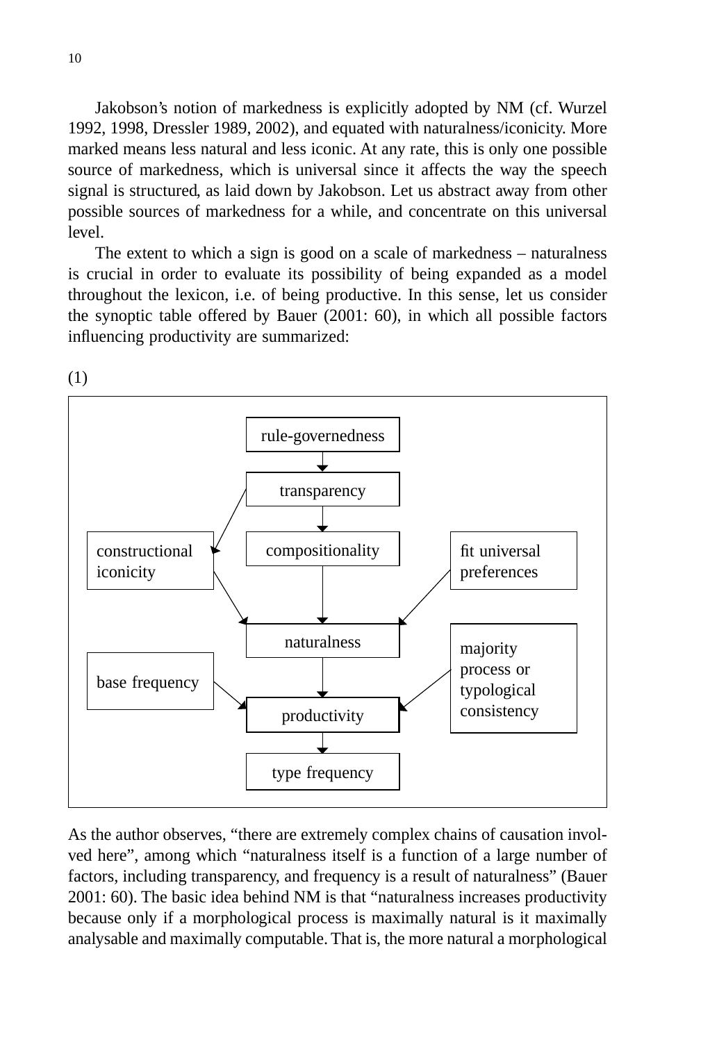Jakobson's notion of markedness is explicitly adopted by NM (cf. Wurzel 1992, 1998, Dressler 1989, 2002), and equated with naturalness/iconicity. More marked means less natural and less iconic. At any rate, this is only one possible source of markedness, which is universal since it affects the way the speech signal is structured, as laid down by Jakobson. Let us abstract away from other possible sources of markedness for a while, and concentrate on this universal level.

The extent to which a sign is good on a scale of markedness – naturalness is crucial in order to evaluate its possibility of being expanded as a model throughout the lexicon, i.e. of being productive. In this sense, let us consider the synoptic table offered by Bauer (2001: 60), in which all possible factors influencing productivity are summarized:

(1)

```
                         rule-governedness
                                 ↓
                           transparency
                       ↙         ↓
constructional iconicity   compositionality      fit universal preferences
                       ↘         ↓              ↙
                           naturalness           majority process or
base frequency                   ↓               typological consistency
                       ↘    productivity        ↙
                                 ↓
                          type frequency
```

As the author observes, "there are extremely complex chains of causation involved here", among which "naturalness itself is a function of a large number of factors, including transparency, and frequency is a result of naturalness" (Bauer 2001: 60). The basic idea behind NM is that "naturalness increases productivity because only if a morphological process is maximally natural is it maximally analysable and maximally computable. That is, the more natural a morphological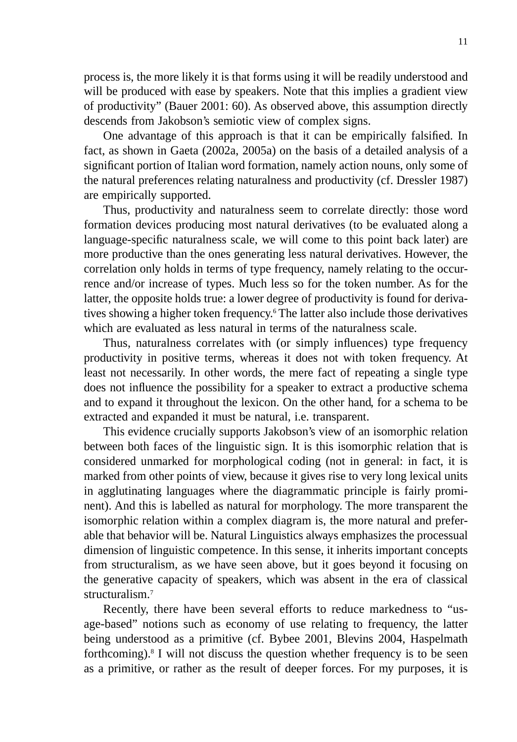process is, the more likely it is that forms using it will be readily understood and will be produced with ease by speakers. Note that this implies a gradient view of productivity" (Bauer 2001: 60). As observed above, this assumption directly descends from Jakobson's semiotic view of complex signs.

One advantage of this approach is that it can be empirically falsified. In fact, as shown in Gaeta (2002a, 2005a) on the basis of a detailed analysis of a significant portion of Italian word formation, namely action nouns, only some of the natural preferences relating naturalness and productivity (cf. Dressler 1987) are empirically supported.

Thus, productivity and naturalness seem to correlate directly: those word formation devices producing most natural derivatives (to be evaluated along a language-specific naturalness scale, we will come to this point back later) are more productive than the ones generating less natural derivatives. However, the correlation only holds in terms of type frequency, namely relating to the occurrence and/or increase of types. Much less so for the token number. As for the latter, the opposite holds true: a lower degree of productivity is found for derivatives showing a higher token frequency.[6] The latter also include those derivatives which are evaluated as less natural in terms of the naturalness scale.

Thus, naturalness correlates with (or simply influences) type frequency productivity in positive terms, whereas it does not with token frequency. At least not necessarily. In other words, the mere fact of repeating a single type does not influence the possibility for a speaker to extract a productive schema and to expand it throughout the lexicon. On the other hand, for a schema to be extracted and expanded it must be natural, i.e. transparent.

This evidence crucially supports Jakobson's view of an isomorphic relation between both faces of the linguistic sign. It is this isomorphic relation that is considered unmarked for morphological coding (not in general: in fact, it is marked from other points of view, because it gives rise to very long lexical units in agglutinating languages where the diagrammatic principle is fairly prominent). And this is labelled as natural for morphology. The more transparent the isomorphic relation within a complex diagram is, the more natural and preferable that behavior will be. Natural Linguistics always emphasizes the processual dimension of linguistic competence. In this sense, it inherits important concepts from structuralism, as we have seen above, but it goes beyond it focusing on the generative capacity of speakers, which was absent in the era of classical structuralism.[7]

Recently, there have been several efforts to reduce markedness to "usage-based" notions such as economy of use relating to frequency, the latter being understood as a primitive (cf. Bybee 2001, Blevins 2004, Haspelmath forthcoming).[8] I will not discuss the question whether frequency is to be seen as a primitive, or rather as the result of deeper forces. For my purposes, it is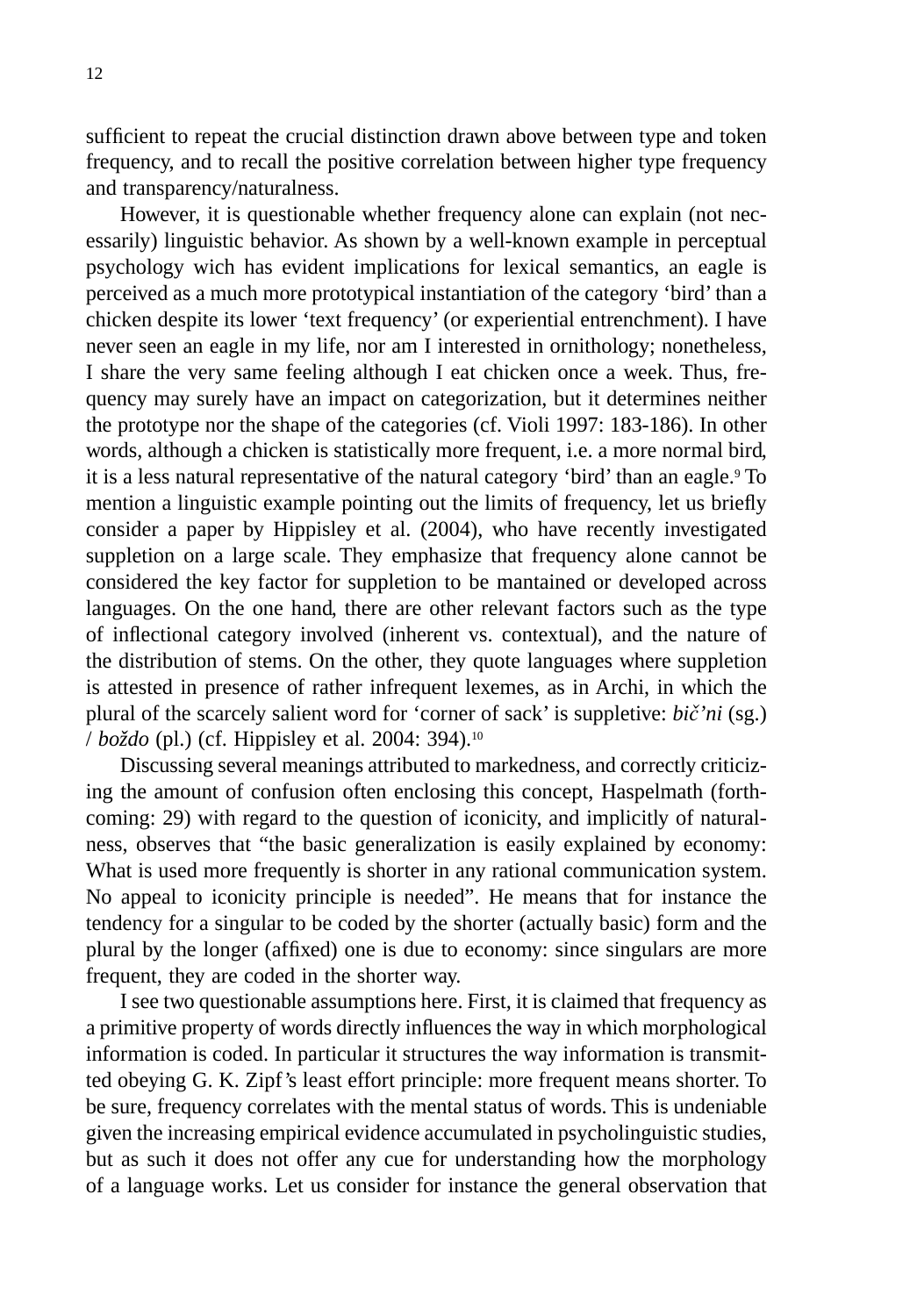sufficient to repeat the crucial distinction drawn above between type and token frequency, and to recall the positive correlation between higher type frequency and transparency/naturalness.

However, it is questionable whether frequency alone can explain (not necessarily) linguistic behavior. As shown by a well-known example in perceptual psychology wich has evident implications for lexical semantics, an eagle is perceived as a much more prototypical instantiation of the category 'bird' than a chicken despite its lower 'text frequency' (or experiential entrenchment). I have never seen an eagle in my life, nor am I interested in ornithology; nonetheless, I share the very same feeling although I eat chicken once a week. Thus, frequency may surely have an impact on categorization, but it determines neither the prototype nor the shape of the categories (cf. Violi 1997: 183-186). In other words, although a chicken is statistically more frequent, i.e. a more normal bird, it is a less natural representative of the natural category 'bird' than an eagle.[9] To mention a linguistic example pointing out the limits of frequency, let us briefly consider a paper by Hippisley et al. (2004), who have recently investigated suppletion on a large scale. They emphasize that frequency alone cannot be considered the key factor for suppletion to be mantained or developed across languages. On the one hand, there are other relevant factors such as the type of inflectional category involved (inherent vs. contextual), and the nature of the distribution of stems. On the other, they quote languages where suppletion is attested in presence of rather infrequent lexemes, as in Archi, in which the plural of the scarcely salient word for 'corner of sack' is suppletive: *bič'ni* (sg.) / *boždo* (pl.) (cf. Hippisley et al. 2004: 394).[10]

Discussing several meanings attributed to markedness, and correctly criticizing the amount of confusion often enclosing this concept, Haspelmath (forthcoming: 29) with regard to the question of iconicity, and implicitly of naturalness, observes that "the basic generalization is easily explained by economy: What is used more frequently is shorter in any rational communication system. No appeal to iconicity principle is needed". He means that for instance the tendency for a singular to be coded by the shorter (actually basic) form and the plural by the longer (affixed) one is due to economy: since singulars are more frequent, they are coded in the shorter way.

I see two questionable assumptions here. First, it is claimed that frequency as a primitive property of words directly influences the way in which morphological information is coded. In particular it structures the way information is transmitted obeying G. K. Zipf's least effort principle: more frequent means shorter. To be sure, frequency correlates with the mental status of words. This is undeniable given the increasing empirical evidence accumulated in psycholinguistic studies, but as such it does not offer any cue for understanding how the morphology of a language works. Let us consider for instance the general observation that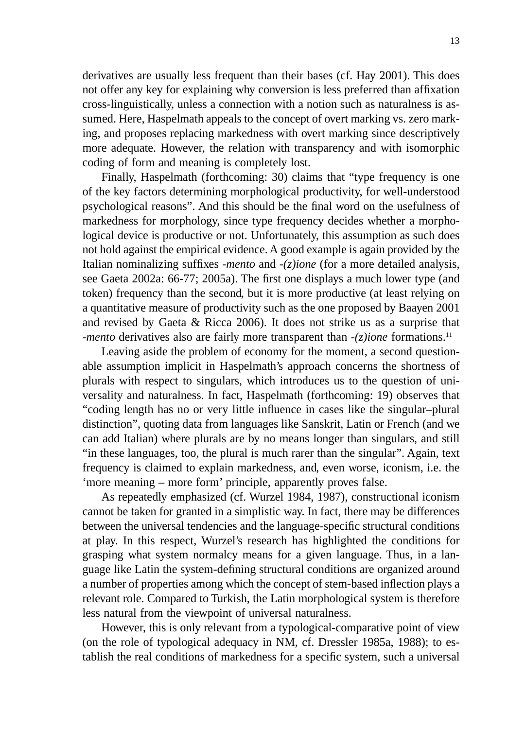derivatives are usually less frequent than their bases (cf. Hay 2001). This does not offer any key for explaining why conversion is less preferred than affixation cross-linguistically, unless a connection with a notion such as naturalness is assumed. Here, Haspelmath appeals to the concept of overt marking vs. zero marking, and proposes replacing markedness with overt marking since descriptively more adequate. However, the relation with transparency and with isomorphic coding of form and meaning is completely lost.

Finally, Haspelmath (forthcoming: 30) claims that "type frequency is one of the key factors determining morphological productivity, for well-understood psychological reasons". And this should be the final word on the usefulness of markedness for morphology, since type frequency decides whether a morphological device is productive or not. Unfortunately, this assumption as such does not hold against the empirical evidence. A good example is again provided by the Italian nominalizing suffixes *-mento* and *-(z)ione* (for a more detailed analysis, see Gaeta 2002a: 66-77; 2005a). The first one displays a much lower type (and token) frequency than the second, but it is more productive (at least relying on a quantitative measure of productivity such as the one proposed by Baayen 2001 and revised by Gaeta & Ricca 2006). It does not strike us as a surprise that *-mento* derivatives also are fairly more transparent than *-(z)ione* formations.[11]

Leaving aside the problem of economy for the moment, a second questionable assumption implicit in Haspelmath's approach concerns the shortness of plurals with respect to singulars, which introduces us to the question of universality and naturalness. In fact, Haspelmath (forthcoming: 19) observes that "coding length has no or very little influence in cases like the singular–plural distinction", quoting data from languages like Sanskrit, Latin or French (and we can add Italian) where plurals are by no means longer than singulars, and still "in these languages, too, the plural is much rarer than the singular". Again, text frequency is claimed to explain markedness, and, even worse, iconism, i.e. the 'more meaning – more form' principle, apparently proves false.

As repeatedly emphasized (cf. Wurzel 1984, 1987), constructional iconism cannot be taken for granted in a simplistic way. In fact, there may be differences between the universal tendencies and the language-specific structural conditions at play. In this respect, Wurzel's research has highlighted the conditions for grasping what system normalcy means for a given language. Thus, in a language like Latin the system-defining structural conditions are organized around a number of properties among which the concept of stem-based inflection plays a relevant role. Compared to Turkish, the Latin morphological system is therefore less natural from the viewpoint of universal naturalness.

However, this is only relevant from a typological-comparative point of view (on the role of typological adequacy in NM, cf. Dressler 1985a, 1988); to establish the real conditions of markedness for a specific system, such a universal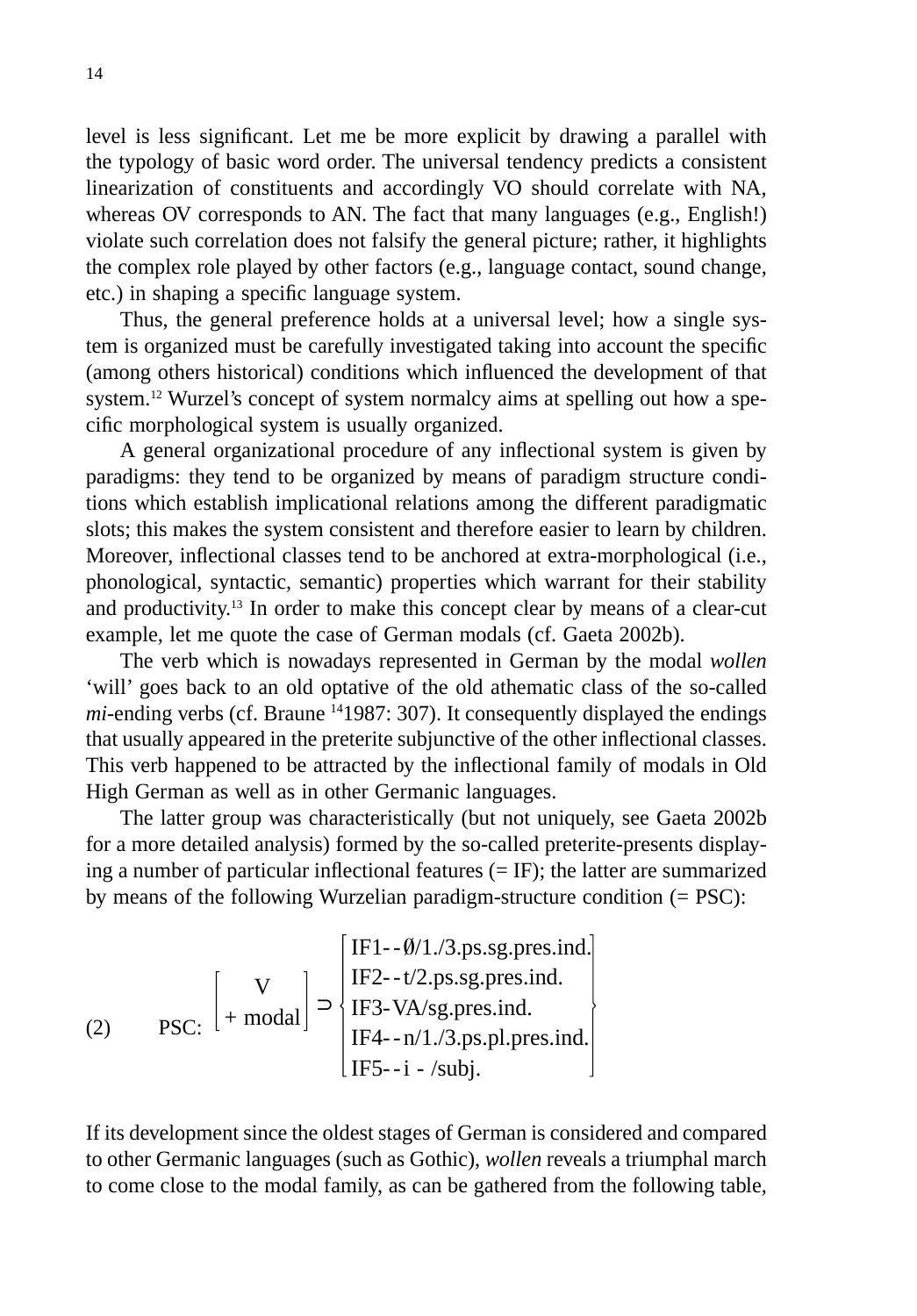level is less significant. Let me be more explicit by drawing a parallel with the typology of basic word order. The universal tendency predicts a consistent linearization of constituents and accordingly VO should correlate with NA, whereas OV corresponds to AN. The fact that many languages (e.g., English!) violate such correlation does not falsify the general picture; rather, it highlights the complex role played by other factors (e.g., language contact, sound change, etc.) in shaping a specific language system.

Thus, the general preference holds at a universal level; how a single system is organized must be carefully investigated taking into account the specific (among others historical) conditions which influenced the development of that system.[12] Wurzel's concept of system normalcy aims at spelling out how a specific morphological system is usually organized.

A general organizational procedure of any inflectional system is given by paradigms: they tend to be organized by means of paradigm structure conditions which establish implicational relations among the different paradigmatic slots; this makes the system consistent and therefore easier to learn by children. Moreover, inflectional classes tend to be anchored at extra-morphological (i.e., phonological, syntactic, semantic) properties which warrant for their stability and productivity.[13] In order to make this concept clear by means of a clear-cut example, let me quote the case of German modals (cf. Gaeta 2002b).

The verb which is nowadays represented in German by the modal *wollen* 'will' goes back to an old optative of the old athematic class of the so-called *mi*-ending verbs (cf. Braune [14]1987: 307). It consequently displayed the endings that usually appeared in the preterite subjunctive of the other inflectional classes. This verb happened to be attracted by the inflectional family of modals in Old High German as well as in other Germanic languages.

The latter group was characteristically (but not uniquely, see Gaeta 2002b for a more detailed analysis) formed by the so-called preterite-presents displaying a number of particular inflectional features (= IF); the latter are summarized by means of the following Wurzelian paradigm-structure condition (= PSC):

(2) PSC: $$\begin{bmatrix} \text{V} \\ + \text{modal} \end{bmatrix} \supset \left\{ \begin{bmatrix} \text{IF1--}\emptyset\text{/1./3.ps.sg.pres.ind.} \\ \text{IF2--t/2.ps.sg.pres.ind.} \\ \text{IF3-VA/sg.pres.ind.} \\ \text{IF4--n/1./3.ps.pl.pres.ind.} \\ \text{IF5--i - /subj.} \end{bmatrix} \right\}$$

If its development since the oldest stages of German is considered and compared to other Germanic languages (such as Gothic), *wollen* reveals a triumphal march to come close to the modal family, as can be gathered from the following table,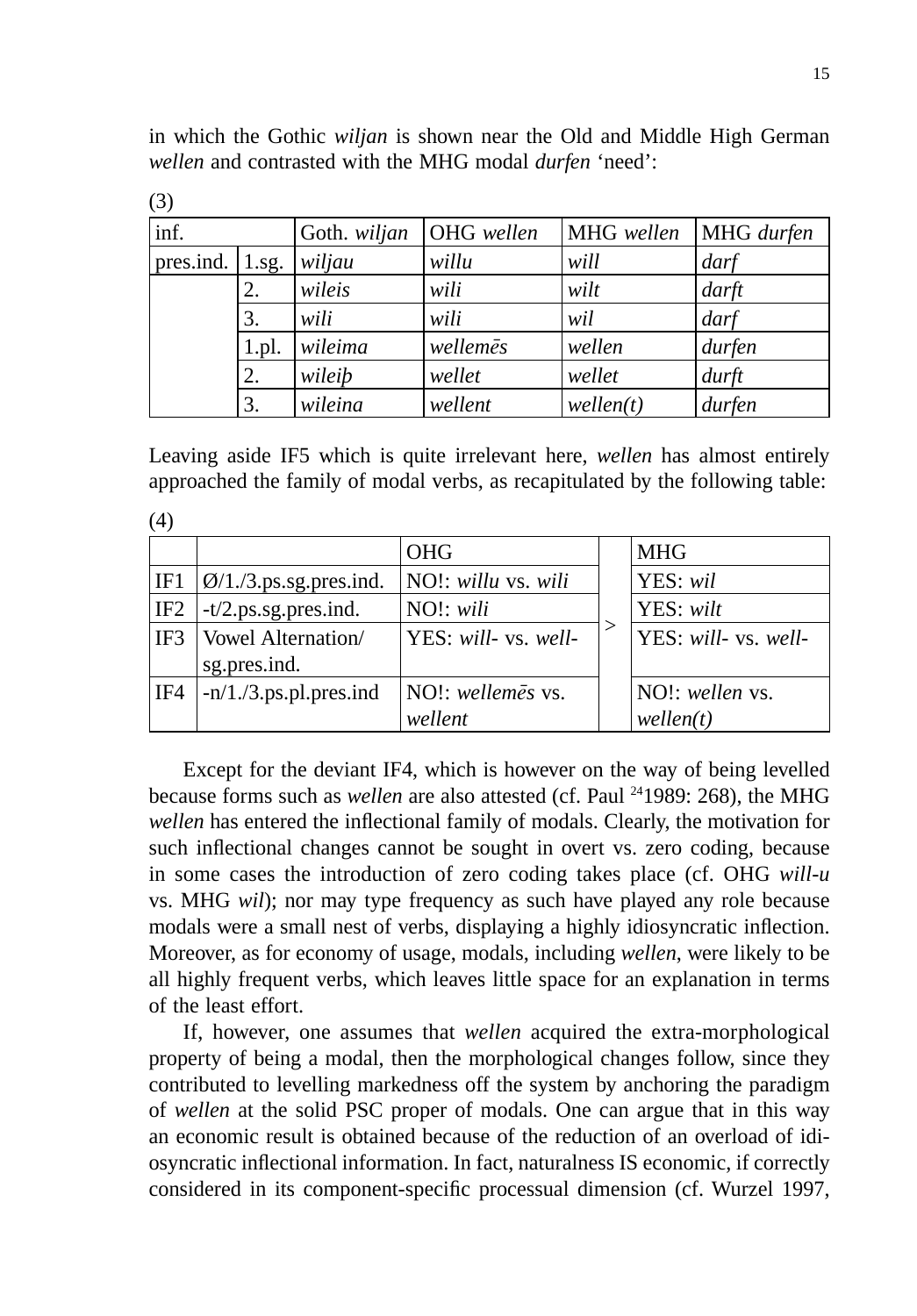in which the Gothic *wiljan* is shown near the Old and Middle High German *wellen* and contrasted with the MHG modal *durfen* ‘need’:

(3)

| inf. | | Goth. *wiljan* | OHG *wellen* | MHG *wellen* | MHG *durfen* |
|---|---|---|---|---|---|
| pres.ind. | 1.sg. | *wiljau* | *willu* | *will* | *darf* |
| | 2. | *wileis* | *wili* | *wilt* | *darft* |
| | 3. | *wili* | *wili* | *wil* | *darf* |
| | 1.pl. | *wileima* | *wellemēs* | *wellen* | *durfen* |
| | 2. | *wileiþ* | *wellet* | *wellet* | *durft* |
| | 3. | *wileina* | *wellent* | *wellen(t)* | *durfen* |

Leaving aside IF5 which is quite irrelevant here, *wellen* has almost entirely approached the family of modal verbs, as recapitulated by the following table:

(4)

| | | OHG | | MHG |
|---|---|---|---|---|
| IF1 | Ø/1./3.ps.sg.pres.ind. | NO!: *willu* vs. *wili* | | YES: *wil* |
| IF2 | -t/2.ps.sg.pres.ind. | NO!: *wili* | | YES: *wilt* |
| IF3 | Vowel Alternation/ sg.pres.ind. | YES: *will-* vs. *well-* | > | YES: *will-* vs. *well-* |
| IF4 | -n/1./3.ps.pl.pres.ind | NO!: *wellemēs* vs. *wellent* | | NO!: *wellen* vs. *wellen(t)* |

Except for the deviant IF4, which is however on the way of being levelled because forms such as *wellen* are also attested (cf. Paul [24]1989: 268), the MHG *wellen* has entered the inflectional family of modals. Clearly, the motivation for such inflectional changes cannot be sought in overt vs. zero coding, because in some cases the introduction of zero coding takes place (cf. OHG *will-u* vs. MHG *wil*); nor may type frequency as such have played any role because modals were a small nest of verbs, displaying a highly idiosyncratic inflection. Moreover, as for economy of usage, modals, including *wellen*, were likely to be all highly frequent verbs, which leaves little space for an explanation in terms of the least effort.

If, however, one assumes that *wellen* acquired the extra-morphological property of being a modal, then the morphological changes follow, since they contributed to levelling markedness off the system by anchoring the paradigm of *wellen* at the solid PSC proper of modals. One can argue that in this way an economic result is obtained because of the reduction of an overload of idiosyncratic inflectional information. In fact, naturalness IS economic, if correctly considered in its component-specific processual dimension (cf. Wurzel 1997,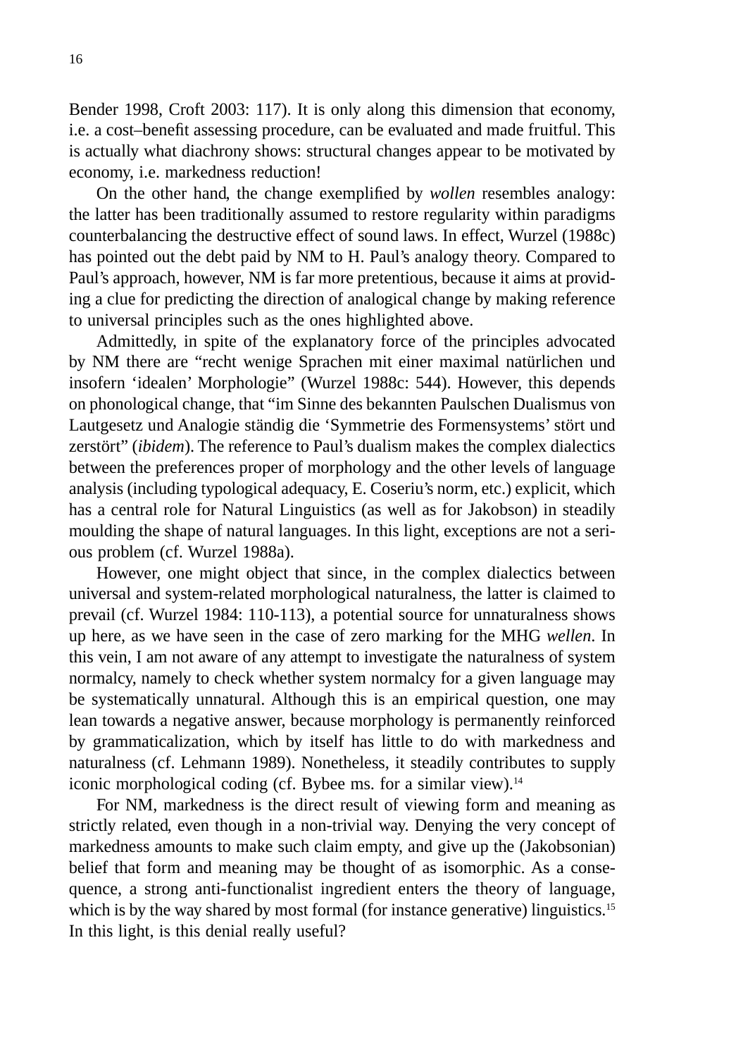Bender 1998, Croft 2003: 117). It is only along this dimension that economy, i.e. a cost–benefit assessing procedure, can be evaluated and made fruitful. This is actually what diachrony shows: structural changes appear to be motivated by economy, i.e. markedness reduction!

On the other hand, the change exemplified by *wollen* resembles analogy: the latter has been traditionally assumed to restore regularity within paradigms counterbalancing the destructive effect of sound laws. In effect, Wurzel (1988c) has pointed out the debt paid by NM to H. Paul's analogy theory. Compared to Paul's approach, however, NM is far more pretentious, because it aims at providing a clue for predicting the direction of analogical change by making reference to universal principles such as the ones highlighted above.

Admittedly, in spite of the explanatory force of the principles advocated by NM there are "recht wenige Sprachen mit einer maximal natürlichen und insofern 'idealen' Morphologie" (Wurzel 1988c: 544). However, this depends on phonological change, that "im Sinne des bekannten Paulschen Dualismus von Lautgesetz und Analogie ständig die 'Symmetrie des Formensystems' stört und zerstört" (*ibidem*). The reference to Paul's dualism makes the complex dialectics between the preferences proper of morphology and the other levels of language analysis (including typological adequacy, E. Coseriu's norm, etc.) explicit, which has a central role for Natural Linguistics (as well as for Jakobson) in steadily moulding the shape of natural languages. In this light, exceptions are not a serious problem (cf. Wurzel 1988a).

However, one might object that since, in the complex dialectics between universal and system-related morphological naturalness, the latter is claimed to prevail (cf. Wurzel 1984: 110-113), a potential source for unnaturalness shows up here, as we have seen in the case of zero marking for the MHG *wellen*. In this vein, I am not aware of any attempt to investigate the naturalness of system normalcy, namely to check whether system normalcy for a given language may be systematically unnatural. Although this is an empirical question, one may lean towards a negative answer, because morphology is permanently reinforced by grammaticalization, which by itself has little to do with markedness and naturalness (cf. Lehmann 1989). Nonetheless, it steadily contributes to supply iconic morphological coding (cf. Bybee ms. for a similar view).[14]

For NM, markedness is the direct result of viewing form and meaning as strictly related, even though in a non-trivial way. Denying the very concept of markedness amounts to make such claim empty, and give up the (Jakobsonian) belief that form and meaning may be thought of as isomorphic. As a consequence, a strong anti-functionalist ingredient enters the theory of language, which is by the way shared by most formal (for instance generative) linguistics.[15] In this light, is this denial really useful?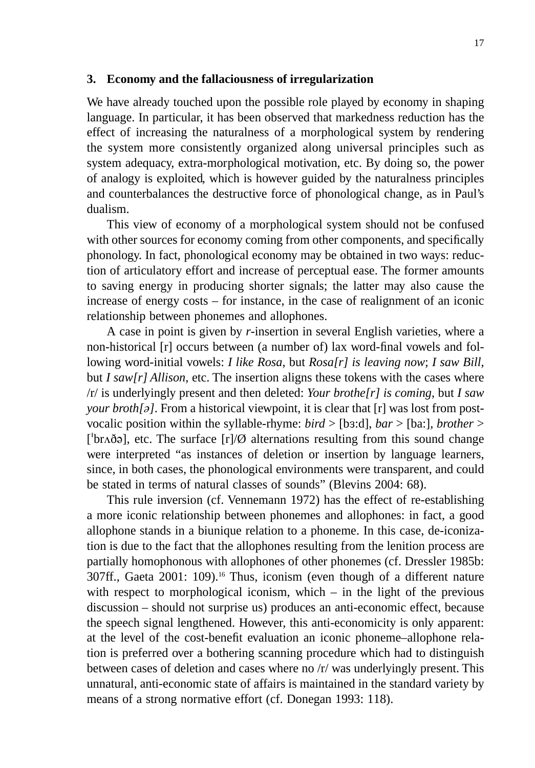## 3. Economy and the fallaciousness of irregularization

We have already touched upon the possible role played by economy in shaping language. In particular, it has been observed that markedness reduction has the effect of increasing the naturalness of a morphological system by rendering the system more consistently organized along universal principles such as system adequacy, extra-morphological motivation, etc. By doing so, the power of analogy is exploited, which is however guided by the naturalness principles and counterbalances the destructive force of phonological change, as in Paul's dualism.

This view of economy of a morphological system should not be confused with other sources for economy coming from other components, and specifically phonology. In fact, phonological economy may be obtained in two ways: reduction of articulatory effort and increase of perceptual ease. The former amounts to saving energy in producing shorter signals; the latter may also cause the increase of energy costs – for instance, in the case of realignment of an iconic relationship between phonemes and allophones.

A case in point is given by *r*-insertion in several English varieties, where a non-historical [r] occurs between (a number of) lax word-final vowels and following word-initial vowels: *I like Rosa*, but *Rosa[r] is leaving now*; *I saw Bill*, but *I saw[r] Allison*, etc. The insertion aligns these tokens with the cases where /r/ is underlyingly present and then deleted: *Your brothe[r] is coming*, but *I saw your broth[ə]*. From a historical viewpoint, it is clear that [r] was lost from post-vocalic position within the syllable-rhyme: *bird* > [bɜːd], *bar* > [baː], *brother* > [ˈbrʌðə], etc. The surface [r]/Ø alternations resulting from this sound change were interpreted "as instances of deletion or insertion by language learners, since, in both cases, the phonological environments were transparent, and could be stated in terms of natural classes of sounds" (Blevins 2004: 68).

This rule inversion (cf. Vennemann 1972) has the effect of re-establishing a more iconic relationship between phonemes and allophones: in fact, a good allophone stands in a biunique relation to a phoneme. In this case, de-iconization is due to the fact that the allophones resulting from the lenition process are partially homophonous with allophones of other phonemes (cf. Dressler 1985b: 307ff., Gaeta 2001: 109).[16] Thus, iconism (even though of a different nature with respect to morphological iconism, which – in the light of the previous discussion – should not surprise us) produces an anti-economic effect, because the speech signal lengthened. However, this anti-economicity is only apparent: at the level of the cost-benefit evaluation an iconic phoneme–allophone relation is preferred over a bothering scanning procedure which had to distinguish between cases of deletion and cases where no /r/ was underlyingly present. This unnatural, anti-economic state of affairs is maintained in the standard variety by means of a strong normative effort (cf. Donegan 1993: 118).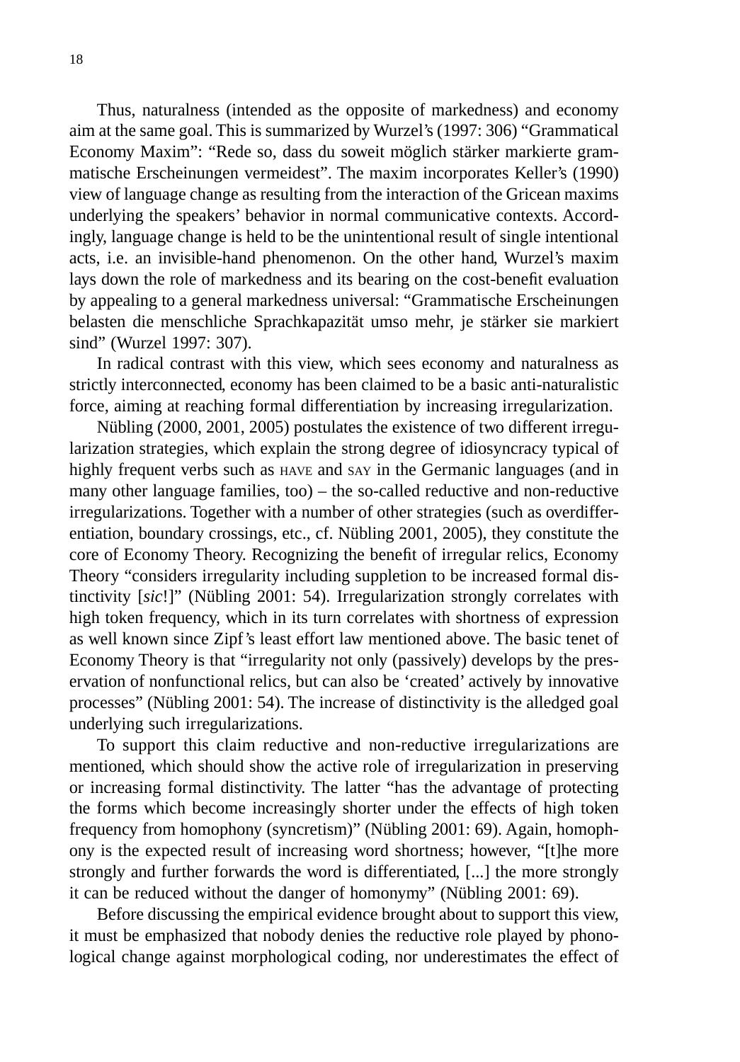Thus, naturalness (intended as the opposite of markedness) and economy aim at the same goal. This is summarized by Wurzel's (1997: 306) "Grammatical Economy Maxim": "Rede so, dass du soweit möglich stärker markierte grammatische Erscheinungen vermeidest". The maxim incorporates Keller's (1990) view of language change as resulting from the interaction of the Gricean maxims underlying the speakers' behavior in normal communicative contexts. Accordingly, language change is held to be the unintentional result of single intentional acts, i.e. an invisible-hand phenomenon. On the other hand, Wurzel's maxim lays down the role of markedness and its bearing on the cost-benefit evaluation by appealing to a general markedness universal: "Grammatische Erscheinungen belasten die menschliche Sprachkapazität umso mehr, je stärker sie markiert sind" (Wurzel 1997: 307).

In radical contrast with this view, which sees economy and naturalness as strictly interconnected, economy has been claimed to be a basic anti-naturalistic force, aiming at reaching formal differentiation by increasing irregularization.

Nübling (2000, 2001, 2005) postulates the existence of two different irregularization strategies, which explain the strong degree of idiosyncracy typical of highly frequent verbs such as HAVE and SAY in the Germanic languages (and in many other language families, too) – the so-called reductive and non-reductive irregularizations. Together with a number of other strategies (such as overdifferentiation, boundary crossings, etc., cf. Nübling 2001, 2005), they constitute the core of Economy Theory. Recognizing the benefit of irregular relics, Economy Theory "considers irregularity including suppletion to be increased formal distinctivity [*sic*!]" (Nübling 2001: 54). Irregularization strongly correlates with high token frequency, which in its turn correlates with shortness of expression as well known since Zipf's least effort law mentioned above. The basic tenet of Economy Theory is that "irregularity not only (passively) develops by the preservation of nonfunctional relics, but can also be 'created' actively by innovative processes" (Nübling 2001: 54). The increase of distinctivity is the alleged goal underlying such irregularizations.

To support this claim reductive and non-reductive irregularizations are mentioned, which should show the active role of irregularization in preserving or increasing formal distinctivity. The latter "has the advantage of protecting the forms which become increasingly shorter under the effects of high token frequency from homophony (syncretism)" (Nübling 2001: 69). Again, homophony is the expected result of increasing word shortness; however, "[t]he more strongly and further forwards the word is differentiated, [...] the more strongly it can be reduced without the danger of homonymy" (Nübling 2001: 69).

Before discussing the empirical evidence brought about to support this view, it must be emphasized that nobody denies the reductive role played by phonological change against morphological coding, nor underestimates the effect of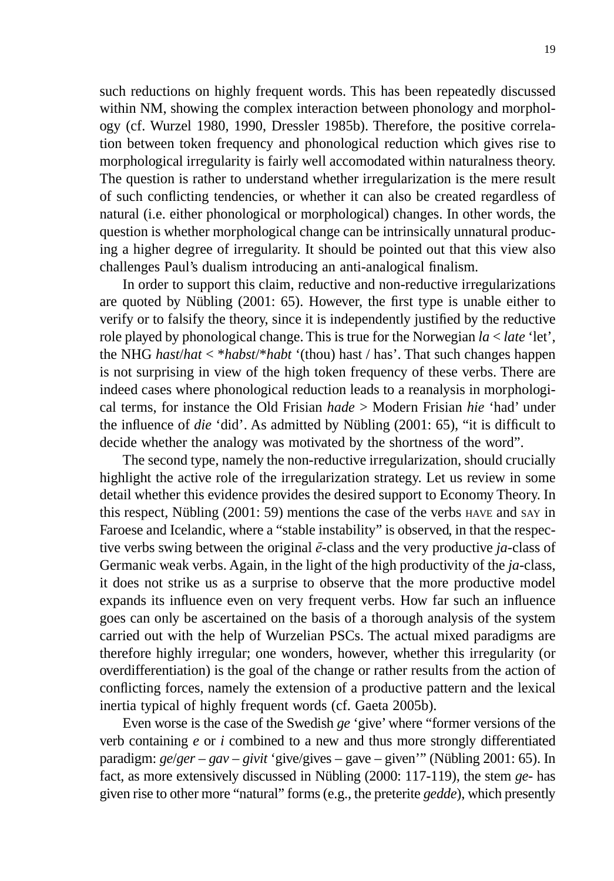such reductions on highly frequent words. This has been repeatedly discussed within NM, showing the complex interaction between phonology and morphology (cf. Wurzel 1980, 1990, Dressler 1985b). Therefore, the positive correlation between token frequency and phonological reduction which gives rise to morphological irregularity is fairly well accomodated within naturalness theory. The question is rather to understand whether irregularization is the mere result of such conflicting tendencies, or whether it can also be created regardless of natural (i.e. either phonological or morphological) changes. In other words, the question is whether morphological change can be intrinsically unnatural producing a higher degree of irregularity. It should be pointed out that this view also challenges Paul's dualism introducing an anti-analogical finalism.

In order to support this claim, reductive and non-reductive irregularizations are quoted by Nübling (2001: 65). However, the first type is unable either to verify or to falsify the theory, since it is independently justified by the reductive role played by phonological change. This is true for the Norwegian *la* < *late* 'let', the NHG *hast*/*hat* < \**habst*/\**habt* '(thou) hast / has'. That such changes happen is not surprising in view of the high token frequency of these verbs. There are indeed cases where phonological reduction leads to a reanalysis in morphological terms, for instance the Old Frisian *hade* > Modern Frisian *hie* 'had' under the influence of *die* 'did'. As admitted by Nübling (2001: 65), "it is difficult to decide whether the analogy was motivated by the shortness of the word".

The second type, namely the non-reductive irregularization, should crucially highlight the active role of the irregularization strategy. Let us review in some detail whether this evidence provides the desired support to Economy Theory. In this respect, Nübling (2001: 59) mentions the case of the verbs HAVE and SAY in Faroese and Icelandic, where a "stable instability" is observed, in that the respective verbs swing between the original *ē*-class and the very productive *ja*-class of Germanic weak verbs. Again, in the light of the high productivity of the *ja*-class, it does not strike us as a surprise to observe that the more productive model expands its influence even on very frequent verbs. How far such an influence goes can only be ascertained on the basis of a thorough analysis of the system carried out with the help of Wurzelian PSCs. The actual mixed paradigms are therefore highly irregular; one wonders, however, whether this irregularity (or overdifferentiation) is the goal of the change or rather results from the action of conflicting forces, namely the extension of a productive pattern and the lexical inertia typical of highly frequent words (cf. Gaeta 2005b).

Even worse is the case of the Swedish *ge* 'give' where "former versions of the verb containing *e* or *i* combined to a new and thus more strongly differentiated paradigm: *ge*/*ger* – *gav* – *givit* 'give/gives – gave – given'" (Nübling 2001: 65). In fact, as more extensively discussed in Nübling (2000: 117-119), the stem *ge-* has given rise to other more "natural" forms (e.g., the preterite *gedde*), which presently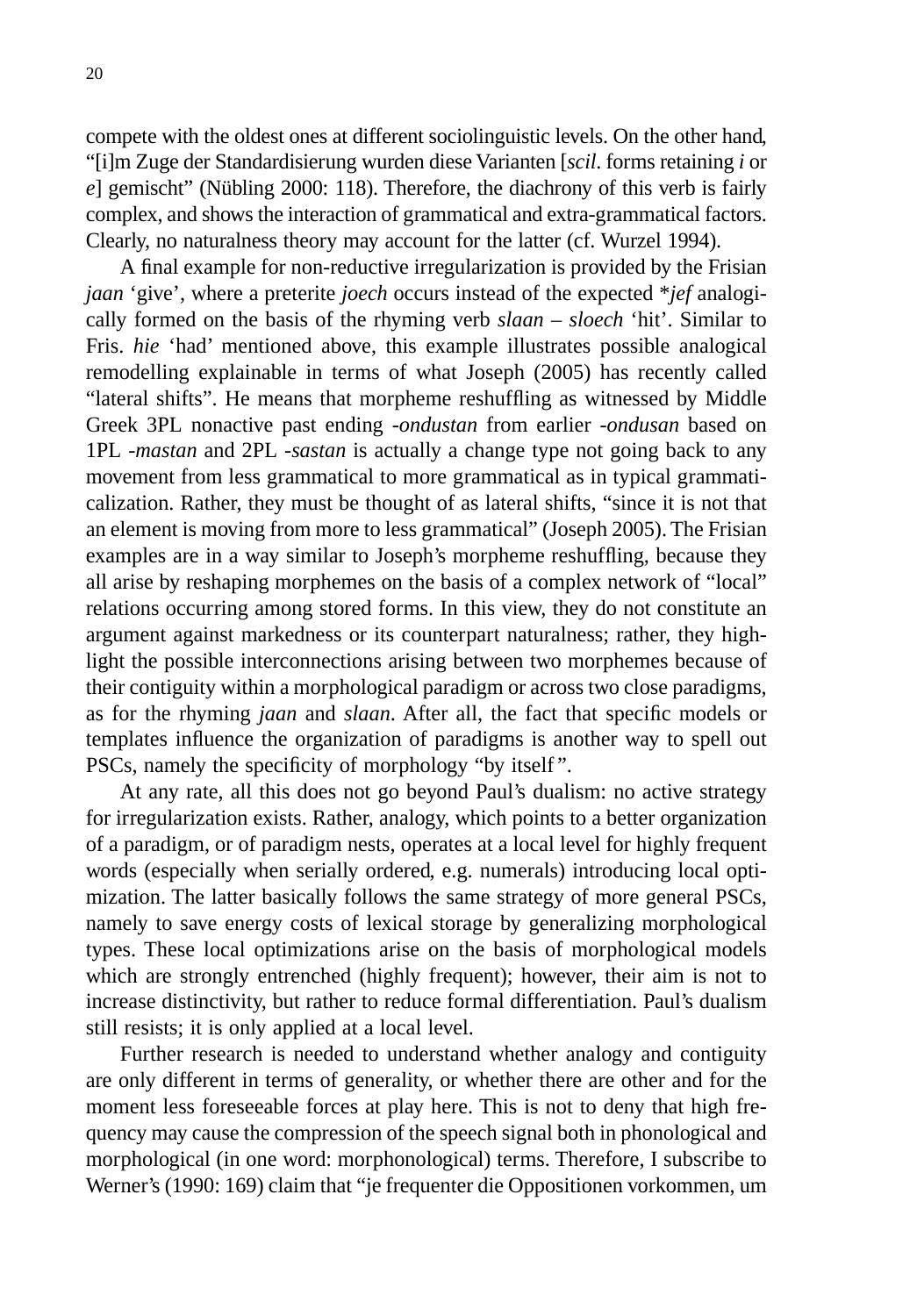compete with the oldest ones at different sociolinguistic levels. On the other hand, "[i]m Zuge der Standardisierung wurden diese Varianten [*scil*. forms retaining *i* or *e*] gemischt" (Nübling 2000: 118). Therefore, the diachrony of this verb is fairly complex, and shows the interaction of grammatical and extra-grammatical factors. Clearly, no naturalness theory may account for the latter (cf. Wurzel 1994).

A final example for non-reductive irregularization is provided by the Frisian *jaan* 'give', where a preterite *joech* occurs instead of the expected **jef* analogically formed on the basis of the rhyming verb *slaan* – *sloech* 'hit'. Similar to Fris. *hie* 'had' mentioned above, this example illustrates possible analogical remodelling explainable in terms of what Joseph (2005) has recently called "lateral shifts". He means that morpheme reshuffling as witnessed by Middle Greek 3PL nonactive past ending -*ondustan* from earlier -*ondusan* based on 1PL -*mastan* and 2PL -*sastan* is actually a change type not going back to any movement from less grammatical to more grammatical as in typical grammaticalization. Rather, they must be thought of as lateral shifts, "since it is not that an element is moving from more to less grammatical" (Joseph 2005). The Frisian examples are in a way similar to Joseph's morpheme reshuffling, because they all arise by reshaping morphemes on the basis of a complex network of "local" relations occurring among stored forms. In this view, they do not constitute an argument against markedness or its counterpart naturalness; rather, they highlight the possible interconnections arising between two morphemes because of their contiguity within a morphological paradigm or across two close paradigms, as for the rhyming *jaan* and *slaan*. After all, the fact that specific models or templates influence the organization of paradigms is another way to spell out PSCs, namely the specificity of morphology "by itself".

At any rate, all this does not go beyond Paul's dualism: no active strategy for irregularization exists. Rather, analogy, which points to a better organization of a paradigm, or of paradigm nests, operates at a local level for highly frequent words (especially when serially ordered, e.g. numerals) introducing local optimization. The latter basically follows the same strategy of more general PSCs, namely to save energy costs of lexical storage by generalizing morphological types. These local optimizations arise on the basis of morphological models which are strongly entrenched (highly frequent); however, their aim is not to increase distinctivity, but rather to reduce formal differentiation. Paul's dualism still resists; it is only applied at a local level.

Further research is needed to understand whether analogy and contiguity are only different in terms of generality, or whether there are other and for the moment less foreseeable forces at play here. This is not to deny that high frequency may cause the compression of the speech signal both in phonological and morphological (in one word: morphonological) terms. Therefore, I subscribe to Werner's (1990: 169) claim that "je frequenter die Oppositionen vorkommen, um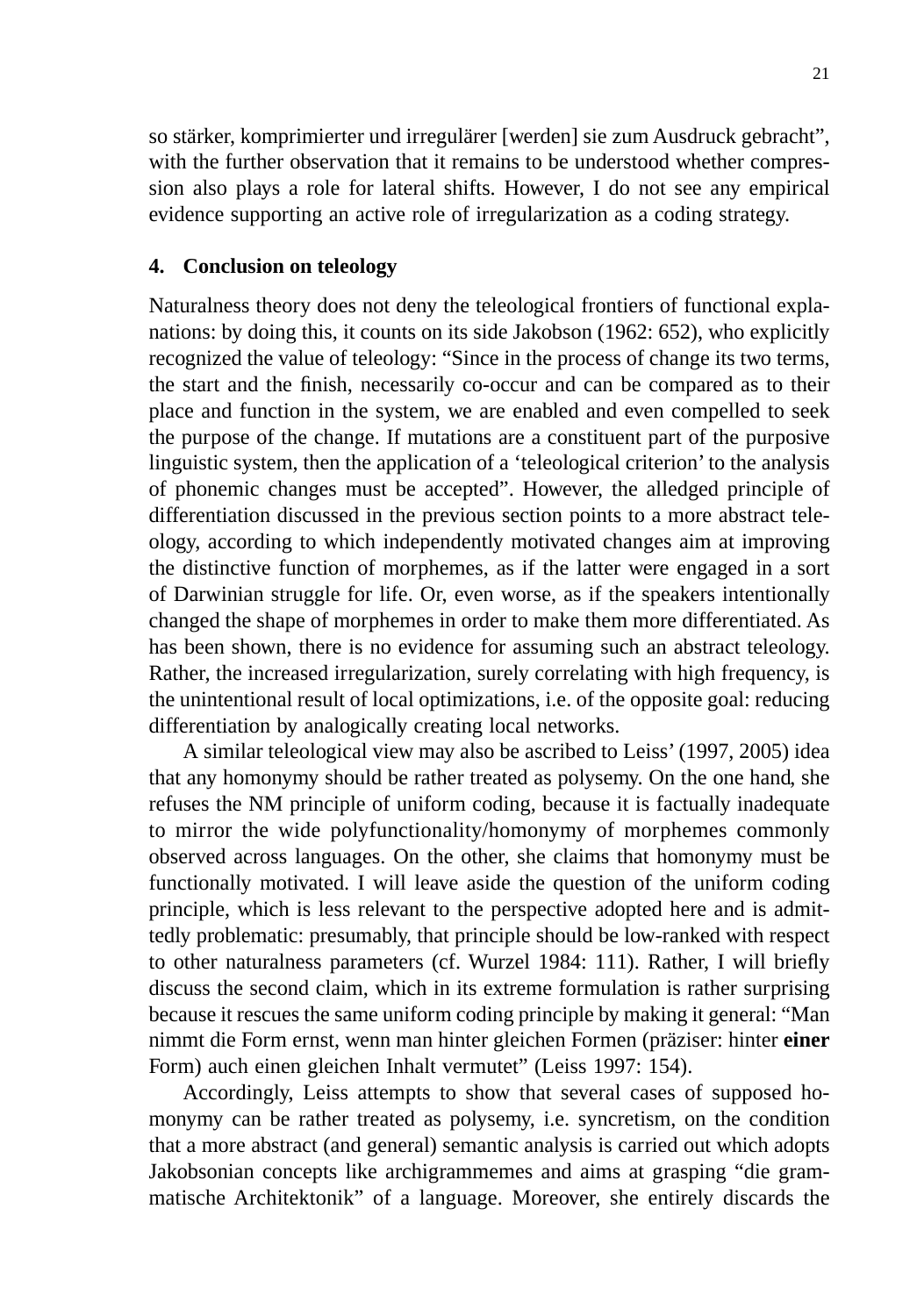so stärker, komprimierter und irregulärer [werden] sie zum Ausdruck gebracht", with the further observation that it remains to be understood whether compression also plays a role for lateral shifts. However, I do not see any empirical evidence supporting an active role of irregularization as a coding strategy.

## 4. Conclusion on teleology

Naturalness theory does not deny the teleological frontiers of functional explanations: by doing this, it counts on its side Jakobson (1962: 652), who explicitly recognized the value of teleology: "Since in the process of change its two terms, the start and the finish, necessarily co-occur and can be compared as to their place and function in the system, we are enabled and even compelled to seek the purpose of the change. If mutations are a constituent part of the purposive linguistic system, then the application of a 'teleological criterion' to the analysis of phonemic changes must be accepted". However, the alledged principle of differentiation discussed in the previous section points to a more abstract teleology, according to which independently motivated changes aim at improving the distinctive function of morphemes, as if the latter were engaged in a sort of Darwinian struggle for life. Or, even worse, as if the speakers intentionally changed the shape of morphemes in order to make them more differentiated. As has been shown, there is no evidence for assuming such an abstract teleology. Rather, the increased irregularization, surely correlating with high frequency, is the unintentional result of local optimizations, i.e. of the opposite goal: reducing differentiation by analogically creating local networks.

A similar teleological view may also be ascribed to Leiss' (1997, 2005) idea that any homonymy should be rather treated as polysemy. On the one hand, she refuses the NM principle of uniform coding, because it is factually inadequate to mirror the wide polyfunctionality/homonymy of morphemes commonly observed across languages. On the other, she claims that homonymy must be functionally motivated. I will leave aside the question of the uniform coding principle, which is less relevant to the perspective adopted here and is admittedly problematic: presumably, that principle should be low-ranked with respect to other naturalness parameters (cf. Wurzel 1984: 111). Rather, I will briefly discuss the second claim, which in its extreme formulation is rather surprising because it rescues the same uniform coding principle by making it general: "Man nimmt die Form ernst, wenn man hinter gleichen Formen (präziser: hinter **einer** Form) auch einen gleichen Inhalt vermutet" (Leiss 1997: 154).

Accordingly, Leiss attempts to show that several cases of supposed homonymy can be rather treated as polysemy, i.e. syncretism, on the condition that a more abstract (and general) semantic analysis is carried out which adopts Jakobsonian concepts like archigrammemes and aims at grasping "die grammatische Architektonik" of a language. Moreover, she entirely discards the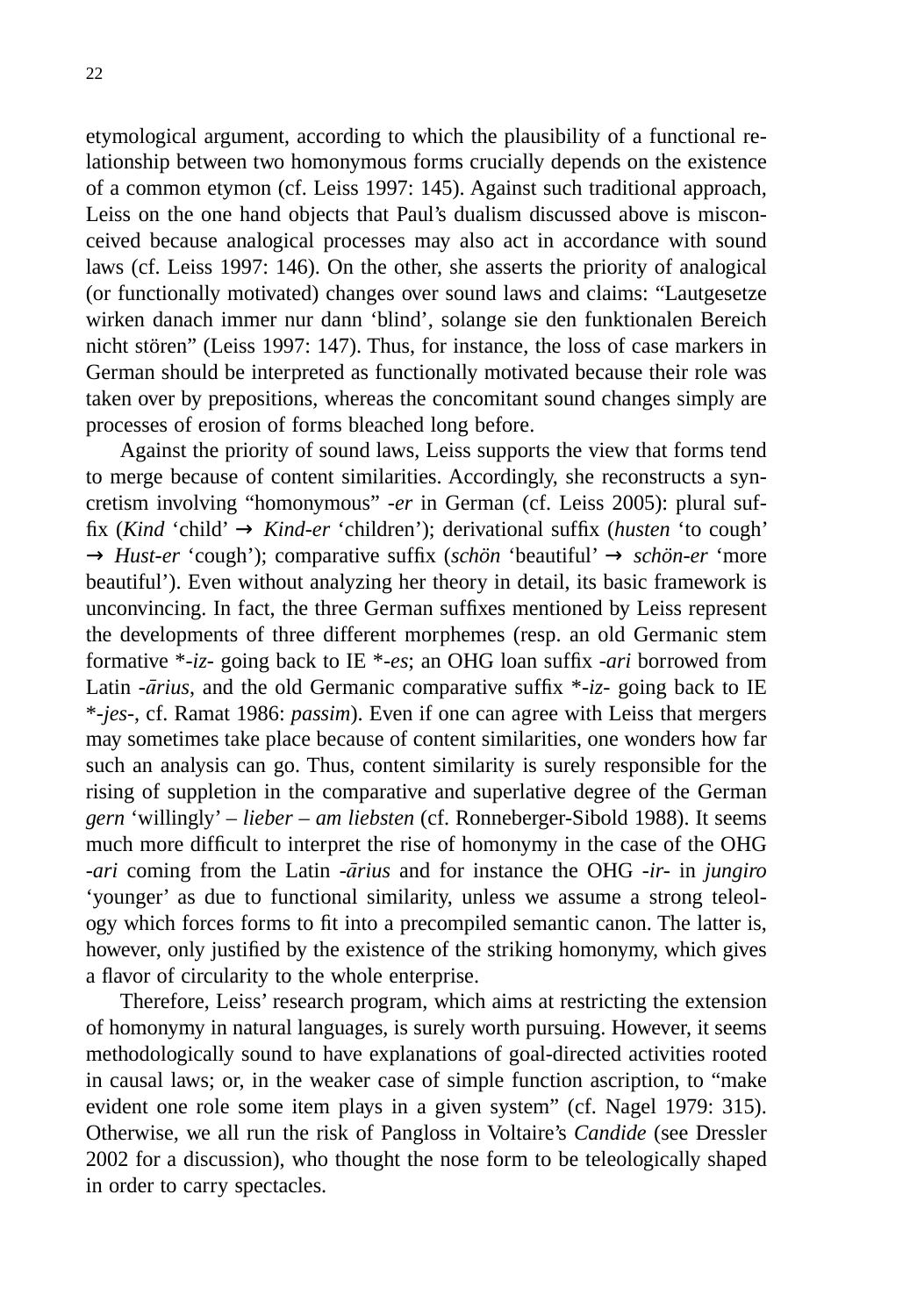etymological argument, according to which the plausibility of a functional relationship between two homonymous forms crucially depends on the existence of a common etymon (cf. Leiss 1997: 145). Against such traditional approach, Leiss on the one hand objects that Paul's dualism discussed above is misconceived because analogical processes may also act in accordance with sound laws (cf. Leiss 1997: 146). On the other, she asserts the priority of analogical (or functionally motivated) changes over sound laws and claims: "Lautgesetze wirken danach immer nur dann 'blind', solange sie den funktionalen Bereich nicht stören" (Leiss 1997: 147). Thus, for instance, the loss of case markers in German should be interpreted as functionally motivated because their role was taken over by prepositions, whereas the concomitant sound changes simply are processes of erosion of forms bleached long before.

Against the priority of sound laws, Leiss supports the view that forms tend to merge because of content similarities. Accordingly, she reconstructs a syncretism involving "homonymous" *-er* in German (cf. Leiss 2005): plural suffix (*Kind* 'child' → *Kind-er* 'children'); derivational suffix (*husten* 'to cough' → *Hust-er* 'cough'); comparative suffix (*schön* 'beautiful' → *schön-er* 'more beautiful'). Even without analyzing her theory in detail, its basic framework is unconvincing. In fact, the three German suffixes mentioned by Leiss represent the developments of three different morphemes (resp. an old Germanic stem formative *\*-iz-* going back to IE *\*-es*; an OHG loan suffix *-ari* borrowed from Latin *-ārius*, and the old Germanic comparative suffix *\*-iz-* going back to IE *\*-jes-*, cf. Ramat 1986: *passim*). Even if one can agree with Leiss that mergers may sometimes take place because of content similarities, one wonders how far such an analysis can go. Thus, content similarity is surely responsible for the rising of suppletion in the comparative and superlative degree of the German *gern* 'willingly' – *lieber* – *am liebsten* (cf. Ronneberger-Sibold 1988). It seems much more difficult to interpret the rise of homonymy in the case of the OHG *-ari* coming from the Latin *-ārius* and for instance the OHG *-ir-* in *jungiro* 'younger' as due to functional similarity, unless we assume a strong teleology which forces forms to fit into a precompiled semantic canon. The latter is, however, only justified by the existence of the striking homonymy, which gives a flavor of circularity to the whole enterprise.

Therefore, Leiss' research program, which aims at restricting the extension of homonymy in natural languages, is surely worth pursuing. However, it seems methodologically sound to have explanations of goal-directed activities rooted in causal laws; or, in the weaker case of simple function ascription, to "make evident one role some item plays in a given system" (cf. Nagel 1979: 315). Otherwise, we all run the risk of Pangloss in Voltaire's *Candide* (see Dressler 2002 for a discussion), who thought the nose form to be teleologically shaped in order to carry spectacles.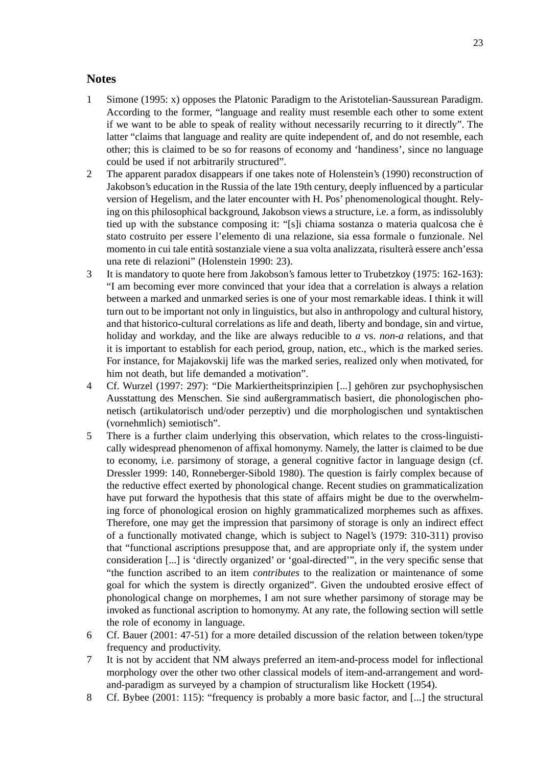## Notes

1 Simone (1995: x) opposes the Platonic Paradigm to the Aristotelian-Saussurean Paradigm. According to the former, "language and reality must resemble each other to some extent if we want to be able to speak of reality without necessarily recurring to it directly". The latter "claims that language and reality are quite independent of, and do not resemble, each other; this is claimed to be so for reasons of economy and 'handiness', since no language could be used if not arbitrarily structured".

2 The apparent paradox disappears if one takes note of Holenstein's (1990) reconstruction of Jakobson's education in the Russia of the late 19th century, deeply influenced by a particular version of Hegelism, and the later encounter with H. Pos' phenomenological thought. Relying on this philosophical background, Jakobson views a structure, i.e. a form, as indissolubly tied up with the substance composing it: "[s]i chiama sostanza o materia qualcosa che è stato costruito per essere l'elemento di una relazione, sia essa formale o funzionale. Nel momento in cui tale entità sostanziale viene a sua volta analizzata, risulterà essere anch'essa una rete di relazioni" (Holenstein 1990: 23).

3 It is mandatory to quote here from Jakobson's famous letter to Trubetzkoy (1975: 162-163): "I am becoming ever more convinced that your idea that a correlation is always a relation between a marked and unmarked series is one of your most remarkable ideas. I think it will turn out to be important not only in linguistics, but also in anthropology and cultural history, and that historico-cultural correlations as life and death, liberty and bondage, sin and virtue, holiday and workday, and the like are always reducible to *a* vs. *non-a* relations, and that it is important to establish for each period, group, nation, etc., which is the marked series. For instance, for Majakovskij life was the marked series, realized only when motivated, for him not death, but life demanded a motivation".

4 Cf. Wurzel (1997: 297): "Die Markiertheitsprinzipien [...] gehören zur psychophysischen Ausstattung des Menschen. Sie sind außergrammatisch basiert, die phonologischen phonetisch (artikulatorisch und/oder perzeptiv) und die morphologischen und syntaktischen (vornehmlich) semiotisch".

5 There is a further claim underlying this observation, which relates to the cross-linguistically widespread phenomenon of affixal homonymy. Namely, the latter is claimed to be due to economy, i.e. parsimony of storage, a general cognitive factor in language design (cf. Dressler 1999: 140, Ronneberger-Sibold 1980). The question is fairly complex because of the reductive effect exerted by phonological change. Recent studies on grammaticalization have put forward the hypothesis that this state of affairs might be due to the overwhelming force of phonological erosion on highly grammaticalized morphemes such as affixes. Therefore, one may get the impression that parsimony of storage is only an indirect effect of a functionally motivated change, which is subject to Nagel's (1979: 310-311) proviso that "functional ascriptions presuppose that, and are appropriate only if, the system under consideration [...] is 'directly organized' or 'goal-directed'", in the very specific sense that "the function ascribed to an item *contributes* to the realization or maintenance of some goal for which the system is directly organized". Given the undoubted erosive effect of phonological change on morphemes, I am not sure whether parsimony of storage may be invoked as functional ascription to homonymy. At any rate, the following section will settle the role of economy in language.

6 Cf. Bauer (2001: 47-51) for a more detailed discussion of the relation between token/type frequency and productivity.

7 It is not by accident that NM always preferred an item-and-process model for inflectional morphology over the other two other classical models of item-and-arrangement and word-and-paradigm as surveyed by a champion of structuralism like Hockett (1954).

8 Cf. Bybee (2001: 115): "frequency is probably a more basic factor, and [...] the structural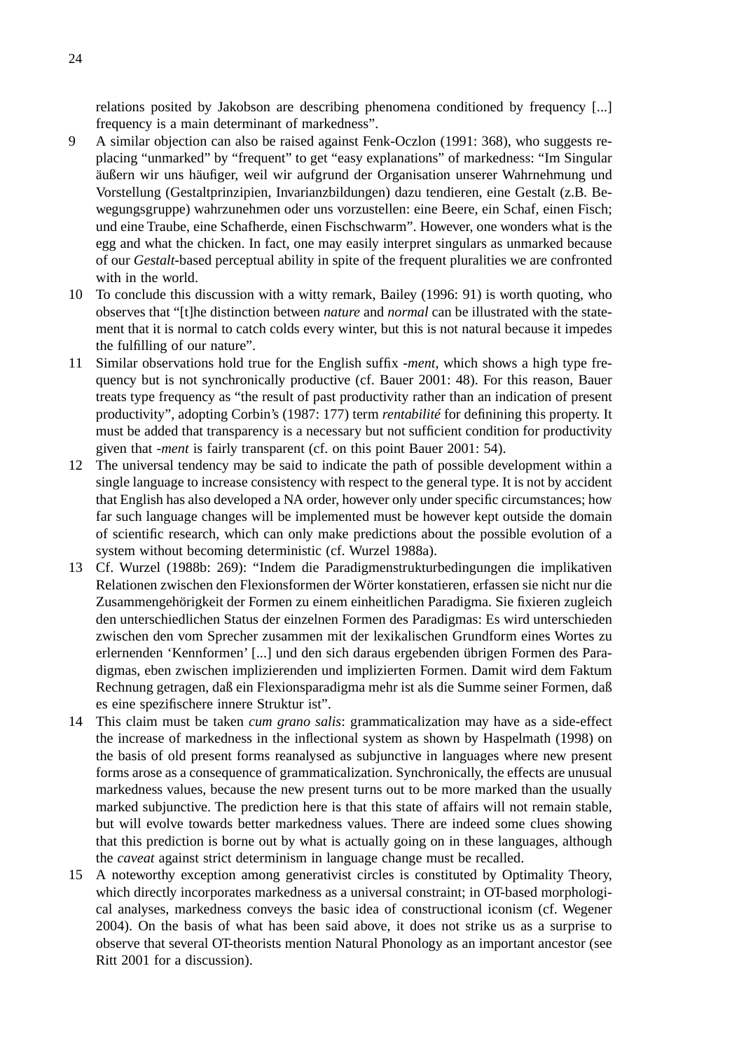relations posited by Jakobson are describing phenomena conditioned by frequency [...] frequency is a main determinant of markedness".

9 A similar objection can also be raised against Fenk-Oczlon (1991: 368), who suggests replacing "unmarked" by "frequent" to get "easy explanations" of markedness: "Im Singular äußern wir uns häufiger, weil wir aufgrund der Organisation unserer Wahrnehmung und Vorstellung (Gestaltprinzipien, Invarianzbildungen) dazu tendieren, eine Gestalt (z.B. Bewegungsgruppe) wahrzunehmen oder uns vorzustellen: eine Beere, ein Schaf, einen Fisch; und eine Traube, eine Schafherde, einen Fischschwarm". However, one wonders what is the egg and what the chicken. In fact, one may easily interpret singulars as unmarked because of our *Gestalt*-based perceptual ability in spite of the frequent pluralities we are confronted with in the world.

10 To conclude this discussion with a witty remark, Bailey (1996: 91) is worth quoting, who observes that "[t]he distinction between *nature* and *normal* can be illustrated with the statement that it is normal to catch colds every winter, but this is not natural because it impedes the fulfilling of our nature".

11 Similar observations hold true for the English suffix *-ment*, which shows a high type frequency but is not synchronically productive (cf. Bauer 2001: 48). For this reason, Bauer treats type frequency as "the result of past productivity rather than an indication of present productivity", adopting Corbin's (1987: 177) term *rentabilité* for definining this property. It must be added that transparency is a necessary but not sufficient condition for productivity given that *-ment* is fairly transparent (cf. on this point Bauer 2001: 54).

12 The universal tendency may be said to indicate the path of possible development within a single language to increase consistency with respect to the general type. It is not by accident that English has also developed a NA order, however only under specific circumstances; how far such language changes will be implemented must be however kept outside the domain of scientific research, which can only make predictions about the possible evolution of a system without becoming deterministic (cf. Wurzel 1988a).

13 Cf. Wurzel (1988b: 269): "Indem die Paradigmenstrukturbedingungen die implikativen Relationen zwischen den Flexionsformen der Wörter konstatieren, erfassen sie nicht nur die Zusammengehörigkeit der Formen zu einem einheitlichen Paradigma. Sie fixieren zugleich den unterschiedlichen Status der einzelnen Formen des Paradigmas: Es wird unterschieden zwischen den vom Sprecher zusammen mit der lexikalischen Grundform eines Wortes zu erlernenden 'Kennformen' [...] und den sich daraus ergebenden übrigen Formen des Paradigmas, eben zwischen implizierenden und implizierten Formen. Damit wird dem Faktum Rechnung getragen, daß ein Flexionsparadigma mehr ist als die Summe seiner Formen, daß es eine spezifischere innere Struktur ist".

14 This claim must be taken *cum grano salis*: grammaticalization may have as a side-effect the increase of markedness in the inflectional system as shown by Haspelmath (1998) on the basis of old present forms reanalysed as subjunctive in languages where new present forms arose as a consequence of grammaticalization. Synchronically, the effects are unusual markedness values, because the new present turns out to be more marked than the usually marked subjunctive. The prediction here is that this state of affairs will not remain stable, but will evolve towards better markedness values. There are indeed some clues showing that this prediction is borne out by what is actually going on in these languages, although the *caveat* against strict determinism in language change must be recalled.

15 A noteworthy exception among generativist circles is constituted by Optimality Theory, which directly incorporates markedness as a universal constraint; in OT-based morphological analyses, markedness conveys the basic idea of constructional iconism (cf. Wegener 2004). On the basis of what has been said above, it does not strike us as a surprise to observe that several OT-theorists mention Natural Phonology as an important ancestor (see Ritt 2001 for a discussion).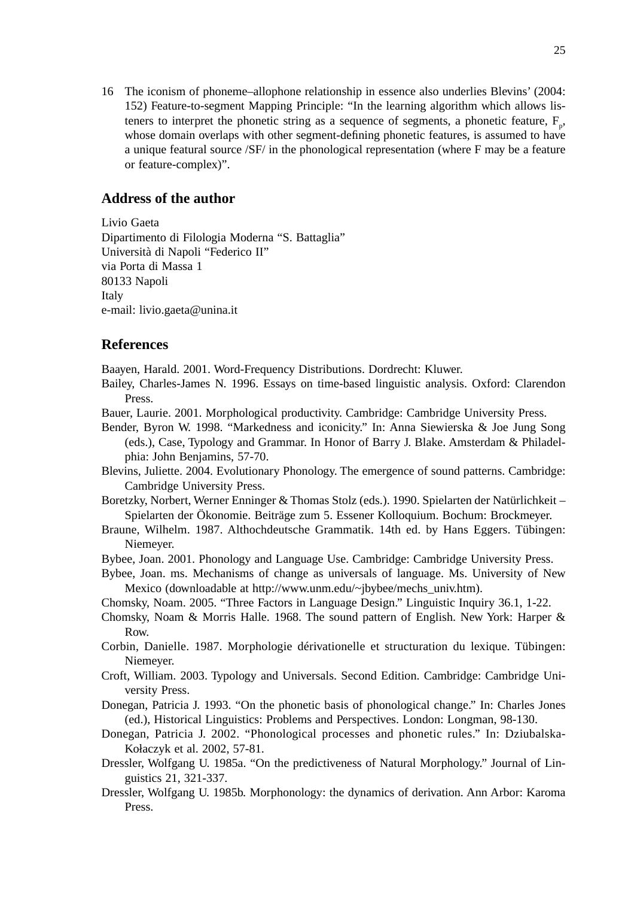16 The iconism of phoneme–allophone relationship in essence also underlies Blevins' (2004: 152) Feature-to-segment Mapping Principle: "In the learning algorithm which allows listeners to interpret the phonetic string as a sequence of segments, a phonetic feature, $F_p$, whose domain overlaps with other segment-defining phonetic features, is assumed to have a unique featural source /SF/ in the phonological representation (where F may be a feature or feature-complex)".

## Address of the author

Livio Gaeta
Dipartimento di Filologia Moderna "S. Battaglia"
Università di Napoli "Federico II"
via Porta di Massa 1
80133 Napoli
Italy
e-mail: livio.gaeta@unina.it

## References

Baayen, Harald. 2001. Word-Frequency Distributions. Dordrecht: Kluwer.

Bailey, Charles-James N. 1996. Essays on time-based linguistic analysis. Oxford: Clarendon Press.

Bauer, Laurie. 2001. Morphological productivity. Cambridge: Cambridge University Press.

Bender, Byron W. 1998. "Markedness and iconicity." In: Anna Siewierska & Joe Jung Song (eds.), Case, Typology and Grammar. In Honor of Barry J. Blake. Amsterdam & Philadelphia: John Benjamins, 57-70.

Blevins, Juliette. 2004. Evolutionary Phonology. The emergence of sound patterns. Cambridge: Cambridge University Press.

Boretzky, Norbert, Werner Enninger & Thomas Stolz (eds.). 1990. Spielarten der Natürlichkeit – Spielarten der Ökonomie. Beiträge zum 5. Essener Kolloquium. Bochum: Brockmeyer.

Braune, Wilhelm. 1987. Althochdeutsche Grammatik. 14th ed. by Hans Eggers. Tübingen: Niemeyer.

Bybee, Joan. 2001. Phonology and Language Use. Cambridge: Cambridge University Press.

Bybee, Joan. ms. Mechanisms of change as universals of language. Ms. University of New Mexico (downloadable at http://www.unm.edu/~jbybee/mechs_univ.htm).

Chomsky, Noam. 2005. "Three Factors in Language Design." Linguistic Inquiry 36.1, 1-22.

Chomsky, Noam & Morris Halle. 1968. The sound pattern of English. New York: Harper & Row.

Corbin, Danielle. 1987. Morphologie dérivationelle et structuration du lexique. Tübingen: Niemeyer.

Croft, William. 2003. Typology and Universals. Second Edition. Cambridge: Cambridge University Press.

Donegan, Patricia J. 1993. "On the phonetic basis of phonological change." In: Charles Jones (ed.), Historical Linguistics: Problems and Perspectives. London: Longman, 98-130.

Donegan, Patricia J. 2002. "Phonological processes and phonetic rules." In: Dziubalska-Kołaczyk et al. 2002, 57-81.

Dressler, Wolfgang U. 1985a. "On the predictiveness of Natural Morphology." Journal of Linguistics 21, 321-337.

Dressler, Wolfgang U. 1985b. Morphonology: the dynamics of derivation. Ann Arbor: Karoma Press.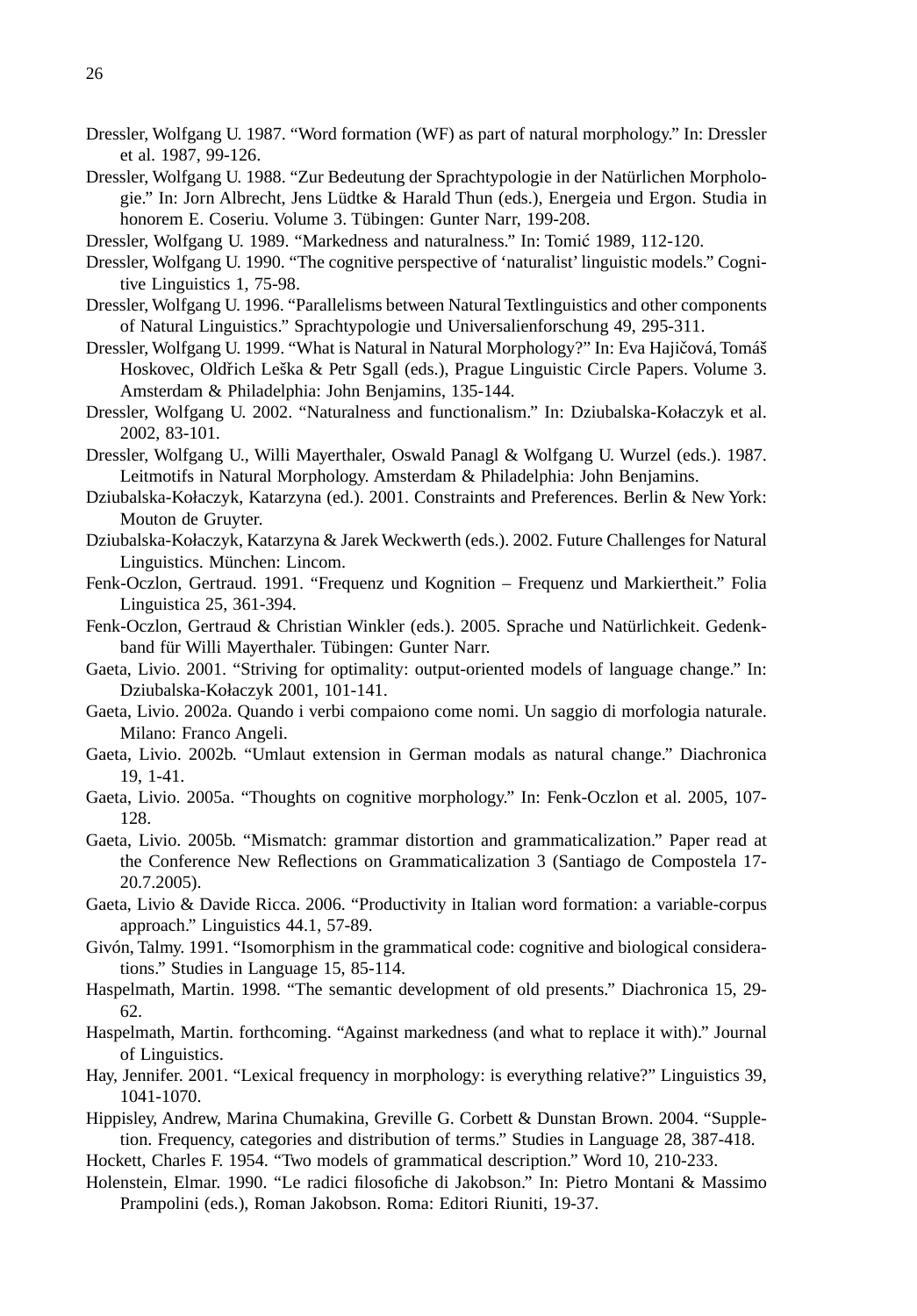Dressler, Wolfgang U. 1987. “Word formation (WF) as part of natural morphology.” In: Dressler et al. 1987, 99-126.

Dressler, Wolfgang U. 1988. “Zur Bedeutung der Sprachtypologie in der Natürlichen Morphologie.” In: Jorn Albrecht, Jens Lüdtke & Harald Thun (eds.), Energeia und Ergon. Studia in honorem E. Coseriu. Volume 3. Tübingen: Gunter Narr, 199-208.

Dressler, Wolfgang U. 1989. “Markedness and naturalness.” In: Tomić 1989, 112-120.

Dressler, Wolfgang U. 1990. “The cognitive perspective of ‘naturalist’ linguistic models.” Cognitive Linguistics 1, 75-98.

Dressler, Wolfgang U. 1996. “Parallelisms between Natural Textlinguistics and other components of Natural Linguistics.” Sprachtypologie und Universalienforschung 49, 295-311.

Dressler, Wolfgang U. 1999. “What is Natural in Natural Morphology?” In: Eva Hajičová, Tomáš Hoskovec, Oldřich Leška & Petr Sgall (eds.), Prague Linguistic Circle Papers. Volume 3. Amsterdam & Philadelphia: John Benjamins, 135-144.

Dressler, Wolfgang U. 2002. “Naturalness and functionalism.” In: Dziubalska-Kołaczyk et al. 2002, 83-101.

Dressler, Wolfgang U., Willi Mayerthaler, Oswald Panagl & Wolfgang U. Wurzel (eds.). 1987. Leitmotifs in Natural Morphology. Amsterdam & Philadelphia: John Benjamins.

Dziubalska-Kołaczyk, Katarzyna (ed.). 2001. Constraints and Preferences. Berlin & New York: Mouton de Gruyter.

Dziubalska-Kołaczyk, Katarzyna & Jarek Weckwerth (eds.). 2002. Future Challenges for Natural Linguistics. München: Lincom.

Fenk-Oczlon, Gertraud. 1991. “Frequenz und Kognition – Frequenz und Markiertheit.” Folia Linguistica 25, 361-394.

Fenk-Oczlon, Gertraud & Christian Winkler (eds.). 2005. Sprache und Natürlichkeit. Gedenkband für Willi Mayerthaler. Tübingen: Gunter Narr.

Gaeta, Livio. 2001. “Striving for optimality: output-oriented models of language change.” In: Dziubalska-Kołaczyk 2001, 101-141.

Gaeta, Livio. 2002a. Quando i verbi compaiono come nomi. Un saggio di morfologia naturale. Milano: Franco Angeli.

Gaeta, Livio. 2002b. “Umlaut extension in German modals as natural change.” Diachronica 19, 1-41.

Gaeta, Livio. 2005a. “Thoughts on cognitive morphology.” In: Fenk-Oczlon et al. 2005, 107-128.

Gaeta, Livio. 2005b. “Mismatch: grammar distortion and grammaticalization.” Paper read at the Conference New Reflections on Grammaticalization 3 (Santiago de Compostela 17-20.7.2005).

Gaeta, Livio & Davide Ricca. 2006. “Productivity in Italian word formation: a variable-corpus approach.” Linguistics 44.1, 57-89.

Givón, Talmy. 1991. “Isomorphism in the grammatical code: cognitive and biological considerations.” Studies in Language 15, 85-114.

Haspelmath, Martin. 1998. “The semantic development of old presents.” Diachronica 15, 29-62.

Haspelmath, Martin. forthcoming. “Against markedness (and what to replace it with).” Journal of Linguistics.

Hay, Jennifer. 2001. “Lexical frequency in morphology: is everything relative?” Linguistics 39, 1041-1070.

Hippisley, Andrew, Marina Chumakina, Greville G. Corbett & Dunstan Brown. 2004. “Suppletion. Frequency, categories and distribution of terms.” Studies in Language 28, 387-418.

Hockett, Charles F. 1954. “Two models of grammatical description.” Word 10, 210-233.

Holenstein, Elmar. 1990. “Le radici filosofiche di Jakobson.” In: Pietro Montani & Massimo Prampolini (eds.), Roman Jakobson. Roma: Editori Riuniti, 19-37.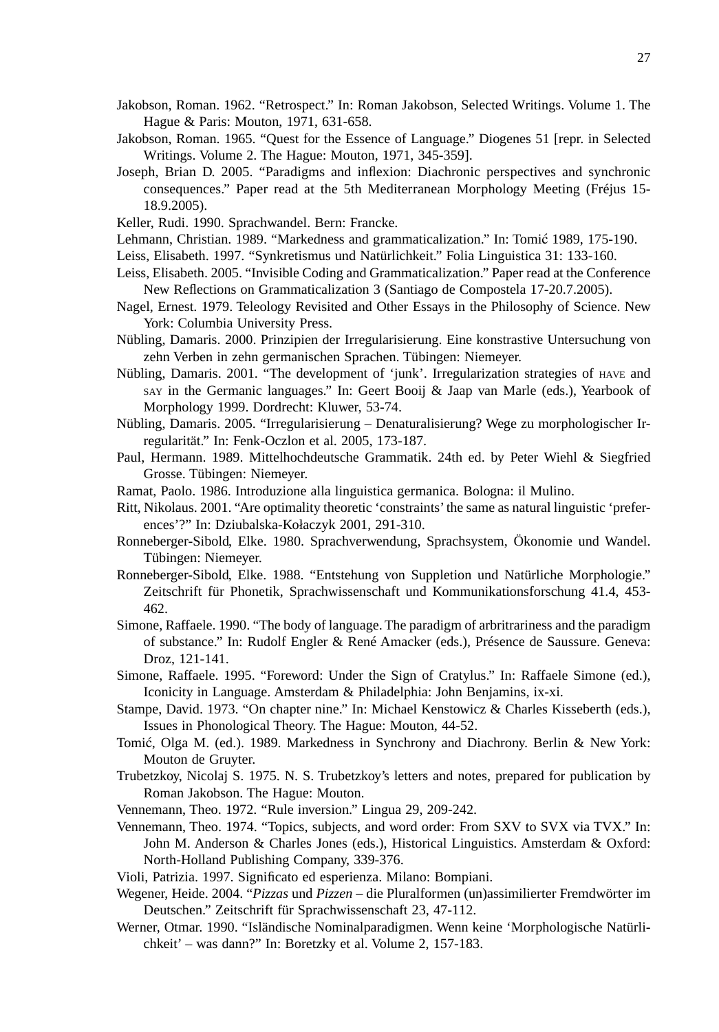Jakobson, Roman. 1962. “Retrospect.” In: Roman Jakobson, Selected Writings. Volume 1. The Hague & Paris: Mouton, 1971, 631-658.

Jakobson, Roman. 1965. “Quest for the Essence of Language.” Diogenes 51 [repr. in Selected Writings. Volume 2. The Hague: Mouton, 1971, 345-359].

Joseph, Brian D. 2005. “Paradigms and inflexion: Diachronic perspectives and synchronic consequences.” Paper read at the 5th Mediterranean Morphology Meeting (Fréjus 15-18.9.2005).

Keller, Rudi. 1990. Sprachwandel. Bern: Francke.

Lehmann, Christian. 1989. “Markedness and grammaticalization.” In: Tomić 1989, 175-190.

Leiss, Elisabeth. 1997. “Synkretismus und Natürlichkeit.” Folia Linguistica 31: 133-160.

Leiss, Elisabeth. 2005. “Invisible Coding and Grammaticalization.” Paper read at the Conference New Reflections on Grammaticalization 3 (Santiago de Compostela 17-20.7.2005).

Nagel, Ernest. 1979. Teleology Revisited and Other Essays in the Philosophy of Science. New York: Columbia University Press.

Nübling, Damaris. 2000. Prinzipien der Irregularisierung. Eine konstrastive Untersuchung von zehn Verben in zehn germanischen Sprachen. Tübingen: Niemeyer.

Nübling, Damaris. 2001. “The development of ‘junk’. Irregularization strategies of HAVE and SAY in the Germanic languages.” In: Geert Booij & Jaap van Marle (eds.), Yearbook of Morphology 1999. Dordrecht: Kluwer, 53-74.

Nübling, Damaris. 2005. “Irregularisierung – Denaturalisierung? Wege zu morphologischer Irregularität.” In: Fenk-Oczlon et al. 2005, 173-187.

Paul, Hermann. 1989. Mittelhochdeutsche Grammatik. 24th ed. by Peter Wiehl & Siegfried Grosse. Tübingen: Niemeyer.

Ramat, Paolo. 1986. Introduzione alla linguistica germanica. Bologna: il Mulino.

Ritt, Nikolaus. 2001. “Are optimality theoretic ‘constraints’ the same as natural linguistic ‘preferences’?” In: Dziubalska-Kołaczyk 2001, 291-310.

Ronneberger-Sibold, Elke. 1980. Sprachverwendung, Sprachsystem, Ökonomie und Wandel. Tübingen: Niemeyer.

Ronneberger-Sibold, Elke. 1988. “Entstehung von Suppletion und Natürliche Morphologie.” Zeitschrift für Phonetik, Sprachwissenschaft und Kommunikationsforschung 41.4, 453-462.

Simone, Raffaele. 1990. “The body of language. The paradigm of arbritrariness and the paradigm of substance.” In: Rudolf Engler & René Amacker (eds.), Présence de Saussure. Geneva: Droz, 121-141.

Simone, Raffaele. 1995. “Foreword: Under the Sign of Cratylus.” In: Raffaele Simone (ed.), Iconicity in Language. Amsterdam & Philadelphia: John Benjamins, ix-xi.

Stampe, David. 1973. “On chapter nine.” In: Michael Kenstowicz & Charles Kisseberth (eds.), Issues in Phonological Theory. The Hague: Mouton, 44-52.

Tomić, Olga M. (ed.). 1989. Markedness in Synchrony and Diachrony. Berlin & New York: Mouton de Gruyter.

Trubetzkoy, Nicolaj S. 1975. N. S. Trubetzkoy’s letters and notes, prepared for publication by Roman Jakobson. The Hague: Mouton.

Vennemann, Theo. 1972. “Rule inversion.” Lingua 29, 209-242.

Vennemann, Theo. 1974. “Topics, subjects, and word order: From SXV to SVX via TVX.” In: John M. Anderson & Charles Jones (eds.), Historical Linguistics. Amsterdam & Oxford: North-Holland Publishing Company, 339-376.

Violi, Patrizia. 1997. Significato ed esperienza. Milano: Bompiani.

Wegener, Heide. 2004. “*Pizzas* und *Pizzen* – die Pluralformen (un)assimilierter Fremdwörter im Deutschen.” Zeitschrift für Sprachwissenschaft 23, 47-112.

Werner, Otmar. 1990. “Isländische Nominalparadigmen. Wenn keine ‘Morphologische Natürlichkeit’ – was dann?” In: Boretzky et al. Volume 2, 157-183.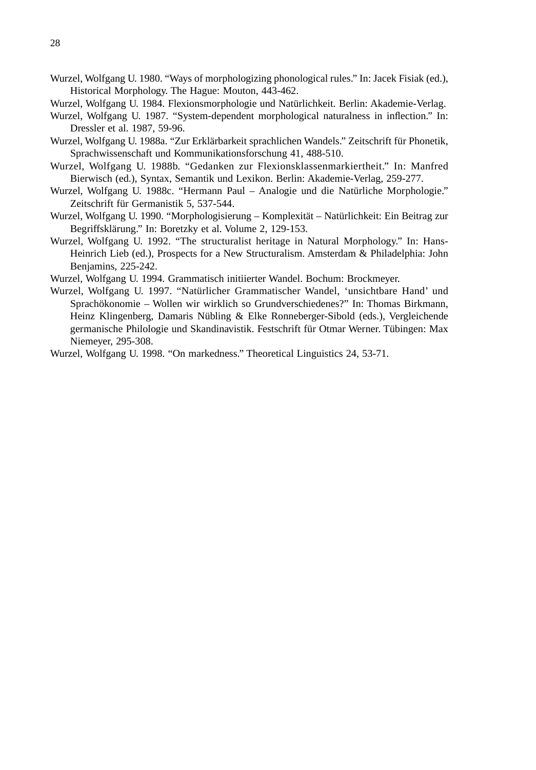Wurzel, Wolfgang U. 1980. “Ways of morphologizing phonological rules.” In: Jacek Fisiak (ed.), Historical Morphology. The Hague: Mouton, 443-462.

Wurzel, Wolfgang U. 1984. Flexionsmorphologie und Natürlichkeit. Berlin: Akademie-Verlag.

Wurzel, Wolfgang U. 1987. “System-dependent morphological naturalness in inflection.” In: Dressler et al. 1987, 59-96.

Wurzel, Wolfgang U. 1988a. “Zur Erklärbarkeit sprachlichen Wandels.” Zeitschrift für Phonetik, Sprachwissenschaft und Kommunikationsforschung 41, 488-510.

Wurzel, Wolfgang U. 1988b. “Gedanken zur Flexionsklassenmarkiertheit.” In: Manfred Bierwisch (ed.), Syntax, Semantik und Lexikon. Berlin: Akademie-Verlag, 259-277.

Wurzel, Wolfgang U. 1988c. “Hermann Paul – Analogie und die Natürliche Morphologie.” Zeitschrift für Germanistik 5, 537-544.

Wurzel, Wolfgang U. 1990. “Morphologisierung – Komplexität – Natürlichkeit: Ein Beitrag zur Begriffsklärung.” In: Boretzky et al. Volume 2, 129-153.

Wurzel, Wolfgang U. 1992. “The structuralist heritage in Natural Morphology.” In: Hans-Heinrich Lieb (ed.), Prospects for a New Structuralism. Amsterdam & Philadelphia: John Benjamins, 225-242.

Wurzel, Wolfgang U. 1994. Grammatisch initiierter Wandel. Bochum: Brockmeyer.

Wurzel, Wolfgang U. 1997. “Natürlicher Grammatischer Wandel, ‘unsichtbare Hand’ und Sprachökonomie – Wollen wir wirklich so Grundverschiedenes?” In: Thomas Birkmann, Heinz Klingenberg, Damaris Nübling & Elke Ronneberger-Sibold (eds.), Vergleichende germanische Philologie und Skandinavistik. Festschrift für Otmar Werner. Tübingen: Max Niemeyer, 295-308.

Wurzel, Wolfgang U. 1998. “On markedness.” Theoretical Linguistics 24, 53-71.